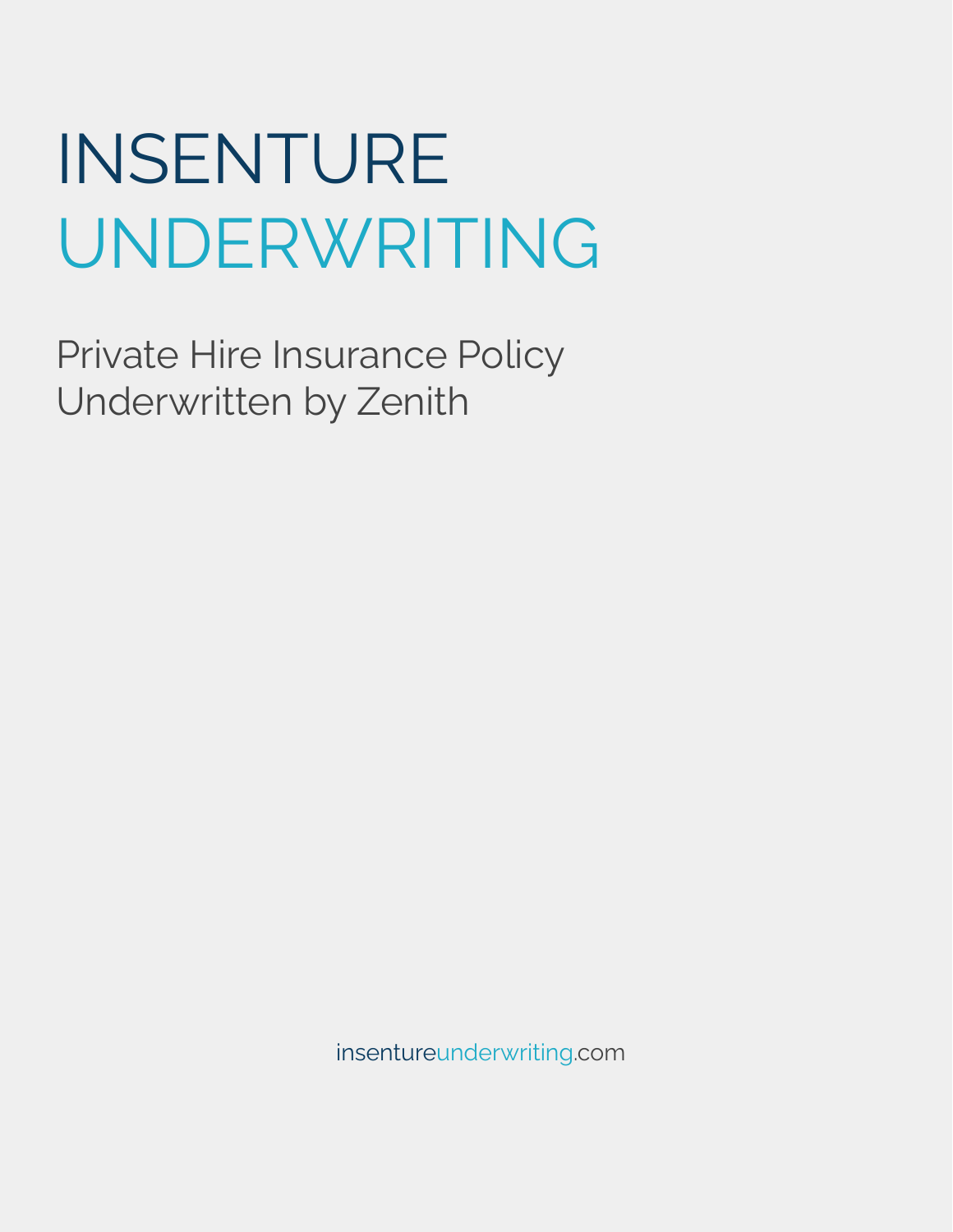# INSENTURE UNDERWRITING

## Private Hire Insurance Policy
## Underwritten by Zenith

insentureunderwriting.com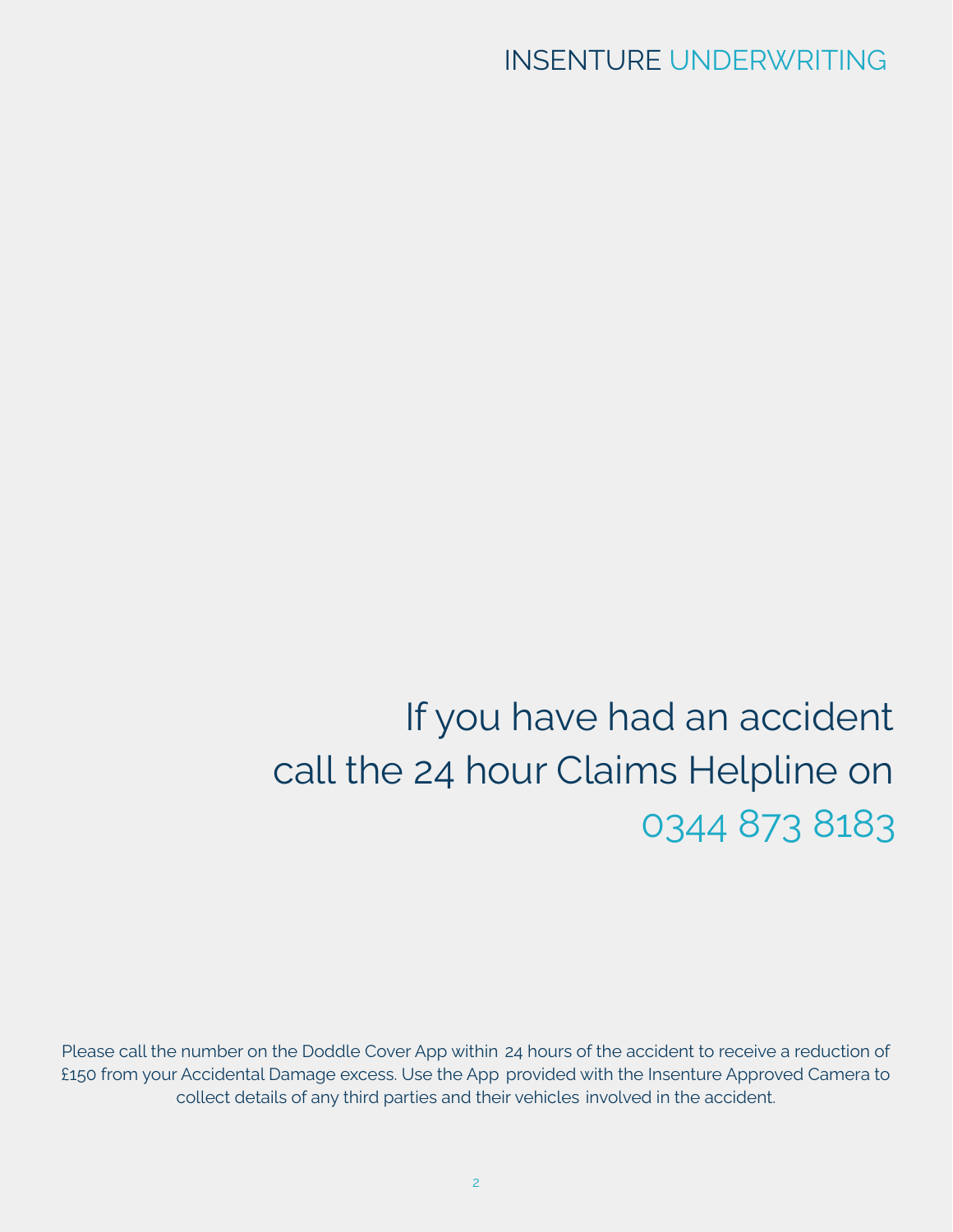# If you have had an accident call the 24 hour Claims Helpline on 0344 873 8183

Please call the number on the Doddle Cover App within 24 hours of the accident to receive a reduction of £150 from your Accidental Damage excess. Use the App provided with the Insenture Approved Camera to collect details of any third parties and their vehicles involved in the accident.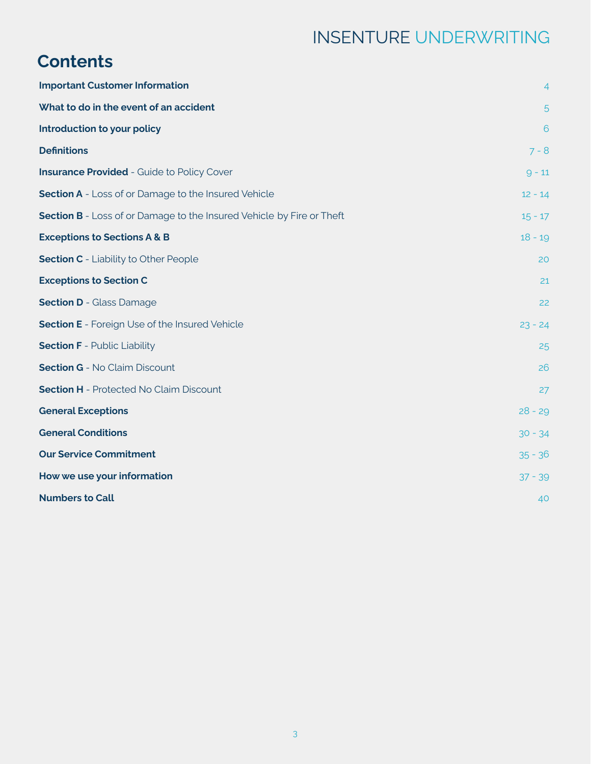# Contents

| | |
|---|---|
| **Important Customer Information** | 4 |
| **What to do in the event of an accident** | 5 |
| **Introduction to your policy** | 6 |
| **Definitions** | 7 - 8 |
| **Insurance Provided** - Guide to Policy Cover | 9 - 11 |
| **Section A** - Loss of or Damage to the Insured Vehicle | 12 - 14 |
| **Section B** - Loss of or Damage to the Insured Vehicle by Fire or Theft | 15 - 17 |
| **Exceptions to Sections A & B** | 18 - 19 |
| **Section C** - Liability to Other People | 20 |
| **Exceptions to Section C** | 21 |
| **Section D** - Glass Damage | 22 |
| **Section E** - Foreign Use of the Insured Vehicle | 23 - 24 |
| **Section F** - Public Liability | 25 |
| **Section G** - No Claim Discount | 26 |
| **Section H** - Protected No Claim Discount | 27 |
| **General Exceptions** | 28 - 29 |
| **General Conditions** | 30 - 34 |
| **Our Service Commitment** | 35 - 36 |
| **How we use your information** | 37 - 39 |
| **Numbers to Call** | 40 |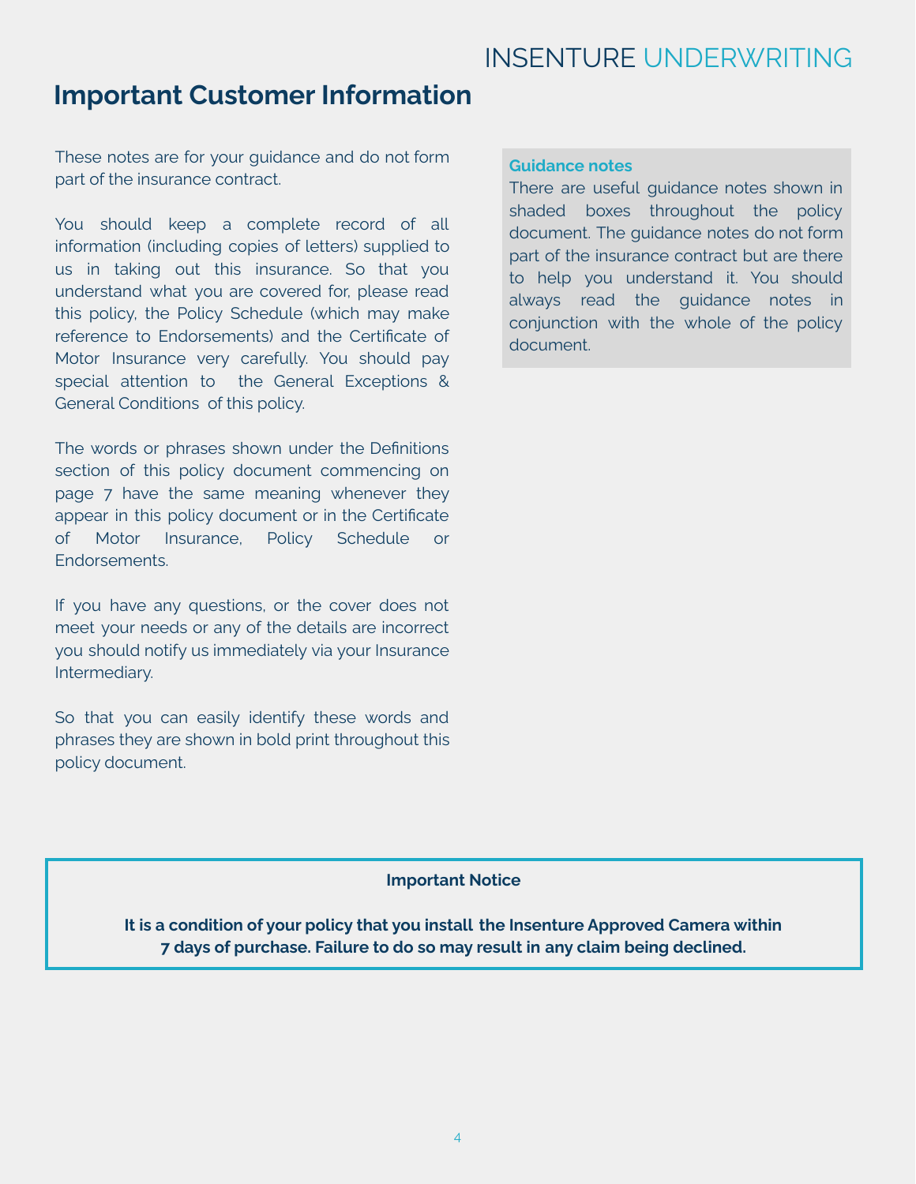# Important Customer Information

These notes are for your guidance and do not form part of the insurance contract.

You should keep a complete record of all information (including copies of letters) supplied to us in taking out this insurance. So that you understand what you are covered for, please read this policy, the Policy Schedule (which may make reference to Endorsements) and the Certificate of Motor Insurance very carefully. You should pay special attention to the General Exceptions & General Conditions of this policy.

The words or phrases shown under the Definitions section of this policy document commencing on page 7 have the same meaning whenever they appear in this policy document or in the Certificate of Motor Insurance, Policy Schedule or Endorsements.

If you have any questions, or the cover does not meet your needs or any of the details are incorrect you should notify us immediately via your Insurance Intermediary.

So that you can easily identify these words and phrases they are shown in bold print throughout this policy document.

**Guidance notes**

There are useful guidance notes shown in shaded boxes throughout the policy document. The guidance notes do not form part of the insurance contract but are there to help you understand it. You should always read the guidance notes in conjunction with the whole of the policy document.

**Important Notice**

**It is a condition of your policy that you install the Insenture Approved Camera within 7 days of purchase. Failure to do so may result in any claim being declined.**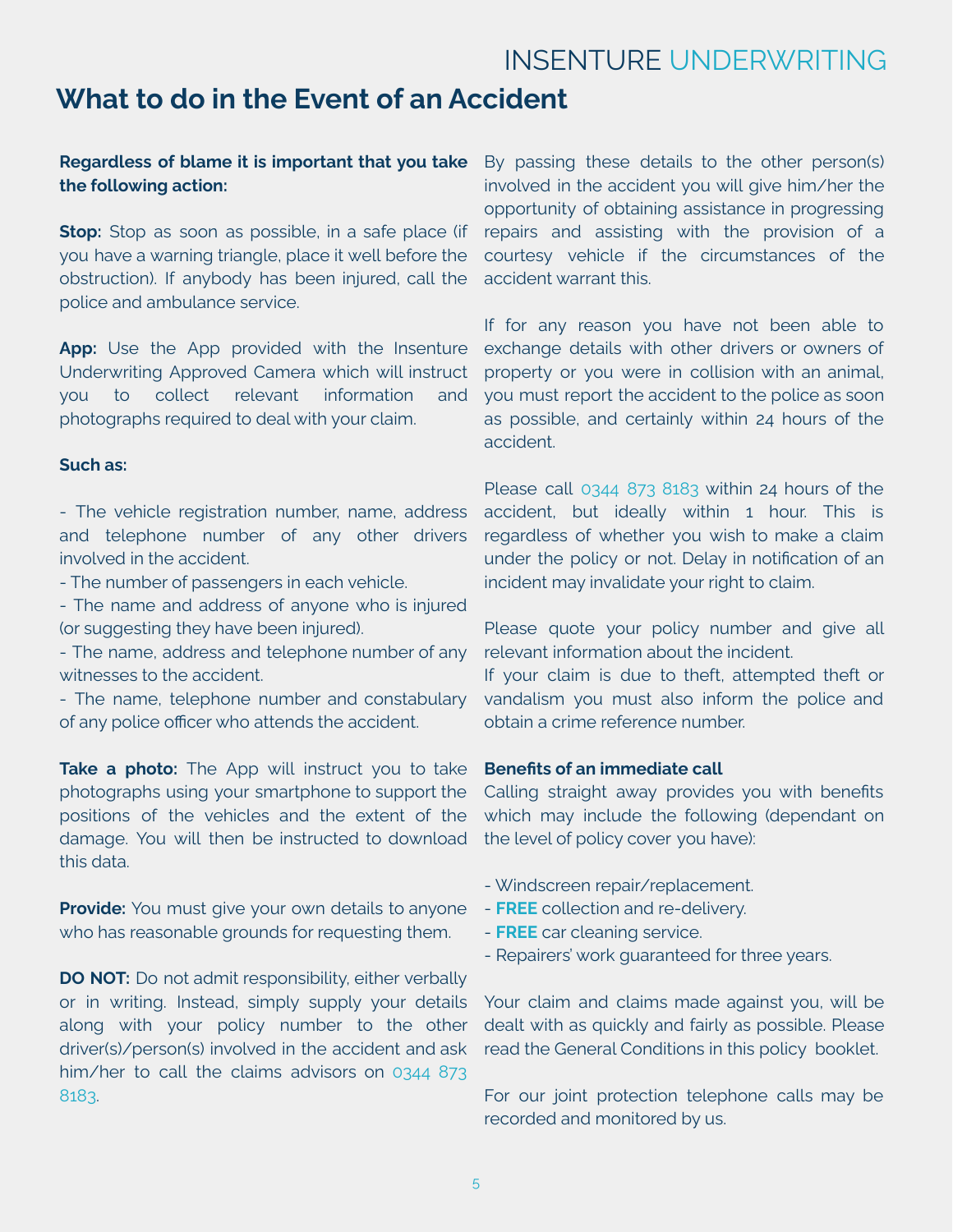## What to do in the Event of an Accident

**Regardless of blame it is important that you take the following action:**

**Stop:** Stop as soon as possible, in a safe place (if you have a warning triangle, place it well before the obstruction). If anybody has been injured, call the police and ambulance service.

**App:** Use the App provided with the Insenture Underwriting Approved Camera which will instruct you to collect relevant information and photographs required to deal with your claim.

**Such as:**

- The vehicle registration number, name, address and telephone number of any other drivers involved in the accident.
- The number of passengers in each vehicle.
- The name and address of anyone who is injured (or suggesting they have been injured).
- The name, address and telephone number of any witnesses to the accident.
- The name, telephone number and constabulary of any police officer who attends the accident.

**Take a photo:** The App will instruct you to take photographs using your smartphone to support the positions of the vehicles and the extent of the damage. You will then be instructed to download this data.

**Provide:** You must give your own details to anyone who has reasonable grounds for requesting them.

**DO NOT:** Do not admit responsibility, either verbally or in writing. Instead, simply supply your details along with your policy number to the other driver(s)/person(s) involved in the accident and ask him/her to call the claims advisors on 0344 873 8183.

By passing these details to the other person(s) involved in the accident you will give him/her the opportunity of obtaining assistance in progressing repairs and assisting with the provision of a courtesy vehicle if the circumstances of the accident warrant this.

If for any reason you have not been able to exchange details with other drivers or owners of property or you were in collision with an animal, you must report the accident to the police as soon as possible, and certainly within 24 hours of the accident.

Please call 0344 873 8183 within 24 hours of the accident, but ideally within 1 hour. This is regardless of whether you wish to make a claim under the policy or not. Delay in notification of an incident may invalidate your right to claim.

Please quote your policy number and give all relevant information about the incident.
If your claim is due to theft, attempted theft or vandalism you must also inform the police and obtain a crime reference number.

**Benefits of an immediate call**

Calling straight away provides you with benefits which may include the following (dependant on the level of policy cover you have):

- Windscreen repair/replacement.
- **FREE** collection and re-delivery.
- **FREE** car cleaning service.
- Repairers' work guaranteed for three years.

Your claim and claims made against you, will be dealt with as quickly and fairly as possible. Please read the General Conditions in this policy booklet.

For our joint protection telephone calls may be recorded and monitored by us.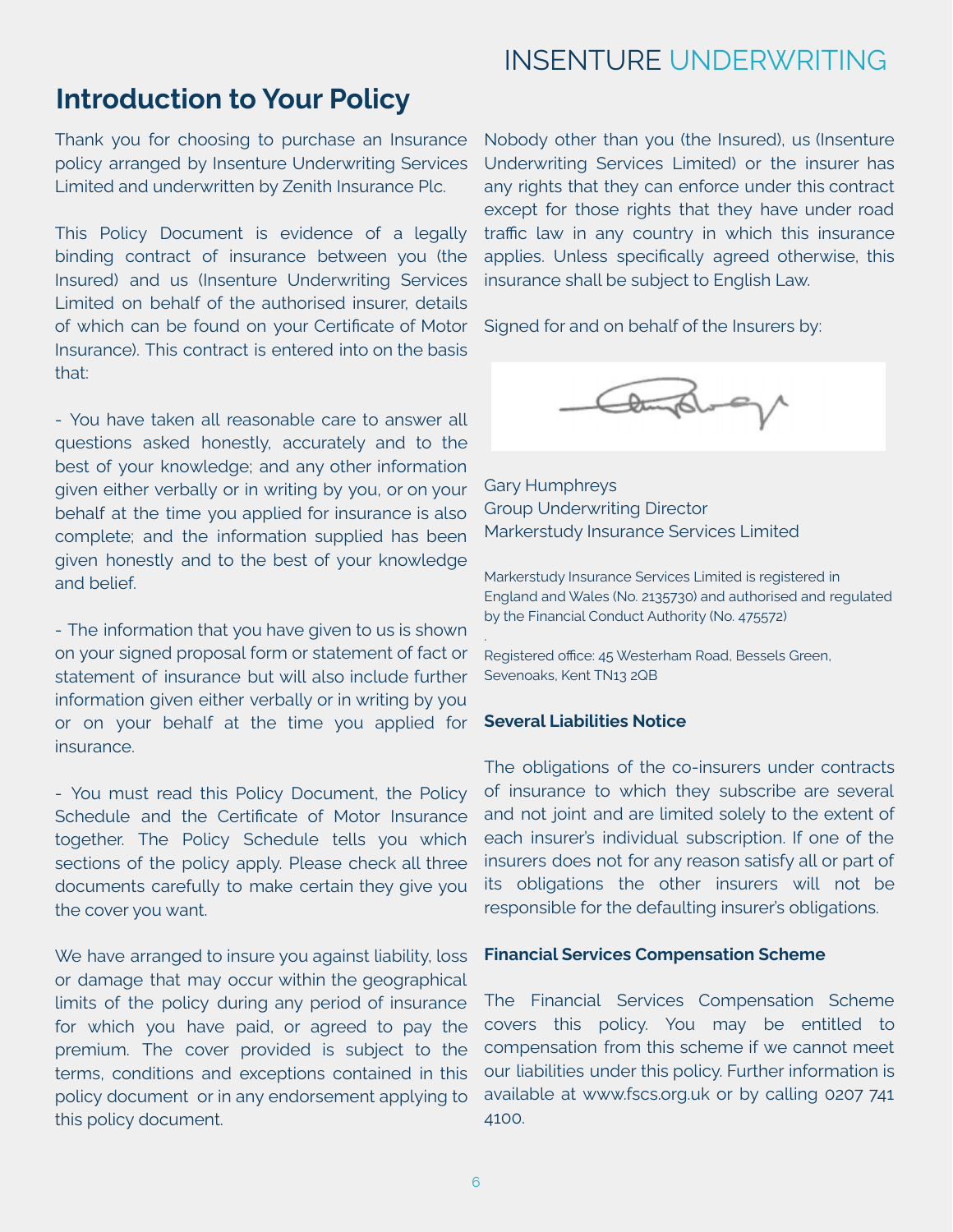## Introduction to Your Policy

Thank you for choosing to purchase an Insurance policy arranged by Insenture Underwriting Services Limited and underwritten by Zenith Insurance Plc.

This Policy Document is evidence of a legally binding contract of insurance between you (the Insured) and us (Insenture Underwriting Services Limited on behalf of the authorised insurer, details of which can be found on your Certificate of Motor Insurance). This contract is entered into on the basis that:

- You have taken all reasonable care to answer all questions asked honestly, accurately and to the best of your knowledge; and any other information given either verbally or in writing by you, or on your behalf at the time you applied for insurance is also complete; and the information supplied has been given honestly and to the best of your knowledge and belief.

- The information that you have given to us is shown on your signed proposal form or statement of fact or statement of insurance but will also include further information given either verbally or in writing by you or on your behalf at the time you applied for insurance.

- You must read this Policy Document, the Policy Schedule and the Certificate of Motor Insurance together. The Policy Schedule tells you which sections of the policy apply. Please check all three documents carefully to make certain they give you the cover you want.

We have arranged to insure you against liability, loss or damage that may occur within the geographical limits of the policy during any period of insurance for which you have paid, or agreed to pay the premium. The cover provided is subject to the terms, conditions and exceptions contained in this policy document or in any endorsement applying to this policy document.

Nobody other than you (the Insured), us (Insenture Underwriting Services Limited) or the insurer has any rights that they can enforce under this contract except for those rights that they have under road traffic law in any country in which this insurance applies. Unless specifically agreed otherwise, this insurance shall be subject to English Law.

Signed for and on behalf of the Insurers by:

Gary Humphreys
Group Underwriting Director
Markerstudy Insurance Services Limited

Markerstudy Insurance Services Limited is registered in England and Wales (No. 2135730) and authorised and regulated by the Financial Conduct Authority (No. 475572)

Registered office: 45 Westerham Road, Bessels Green, Sevenoaks, Kent TN13 2QB

### Several Liabilities Notice

The obligations of the co-insurers under contracts of insurance to which they subscribe are several and not joint and are limited solely to the extent of each insurer's individual subscription. If one of the insurers does not for any reason satisfy all or part of its obligations the other insurers will not be responsible for the defaulting insurer's obligations.

### Financial Services Compensation Scheme

The Financial Services Compensation Scheme covers this policy. You may be entitled to compensation from this scheme if we cannot meet our liabilities under this policy. Further information is available at www.fscs.org.uk or by calling 0207 741 4100.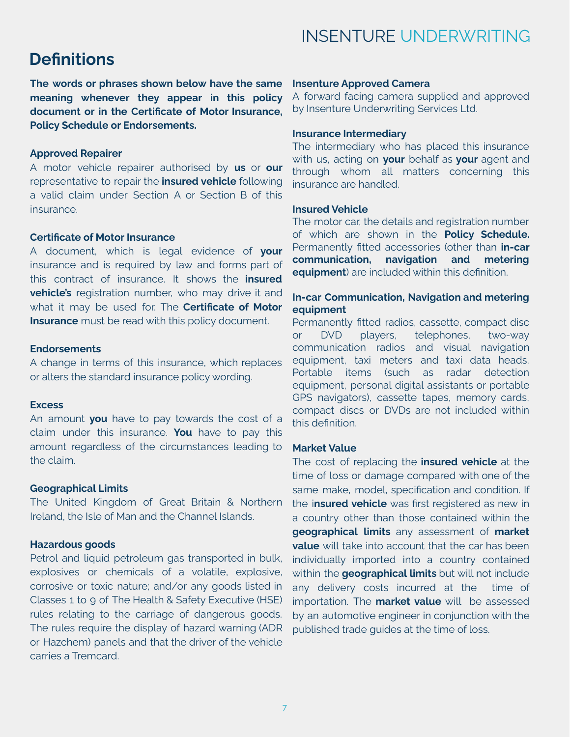# Definitions

**The words or phrases shown below have the same meaning whenever they appear in this policy document or in the Certificate of Motor Insurance, Policy Schedule or Endorsements.**

### Approved Repairer

A motor vehicle repairer authorised by **us** or **our** representative to repair the **insured vehicle** following a valid claim under Section A or Section B of this insurance.

### Certificate of Motor Insurance

A document, which is legal evidence of **your** insurance and is required by law and forms part of this contract of insurance. It shows the **insured vehicle's** registration number, who may drive it and what it may be used for. The **Certificate of Motor Insurance** must be read with this policy document.

### Endorsements

A change in terms of this insurance, which replaces or alters the standard insurance policy wording.

### Excess

An amount **you** have to pay towards the cost of a claim under this insurance. **You** have to pay this amount regardless of the circumstances leading to the claim.

### Geographical Limits

The United Kingdom of Great Britain & Northern Ireland, the Isle of Man and the Channel Islands.

### Hazardous goods

Petrol and liquid petroleum gas transported in bulk, explosives or chemicals of a volatile, explosive, corrosive or toxic nature; and/or any goods listed in Classes 1 to 9 of The Health & Safety Executive (HSE) rules relating to the carriage of dangerous goods. The rules require the display of hazard warning (ADR or Hazchem) panels and that the driver of the vehicle carries a Tremcard.

### Insenture Approved Camera

A forward facing camera supplied and approved by Insenture Underwriting Services Ltd.

### Insurance Intermediary

The intermediary who has placed this insurance with us, acting on **your** behalf as **your** agent and through whom all matters concerning this insurance are handled.

### Insured Vehicle

The motor car, the details and registration number of which are shown in the **Policy Schedule.** Permanently fitted accessories (other than **in-car communication, navigation and metering equipment**) are included within this definition.

### In-car Communication, Navigation and metering equipment

Permanently fitted radios, cassette, compact disc or DVD players, telephones, two-way communication radios and visual navigation equipment, taxi meters and taxi data heads. Portable items (such as radar detection equipment, personal digital assistants or portable GPS navigators), cassette tapes, memory cards, compact discs or DVDs are not included within this definition.

### Market Value

The cost of replacing the **insured vehicle** at the time of loss or damage compared with one of the same make, model, specification and condition. If the **insured vehicle** was first registered as new in a country other than those contained within the **geographical limits** any assessment of **market value** will take into account that the car has been individually imported into a country contained within the **geographical limits** but will not include any delivery costs incurred at the time of importation. The **market value** will be assessed by an automotive engineer in conjunction with the published trade guides at the time of loss.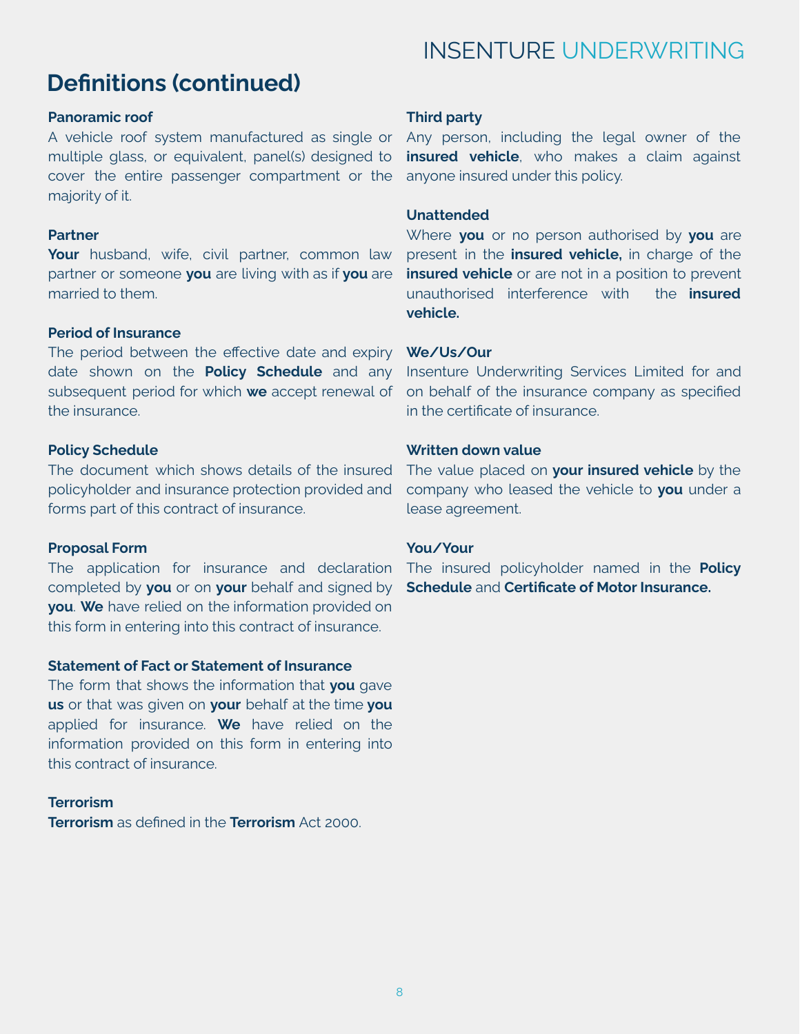## Definitions (continued)

**Panoramic roof**
A vehicle roof system manufactured as single or multiple glass, or equivalent, panel(s) designed to cover the entire passenger compartment or the majority of it.

**Partner**
**Your** husband, wife, civil partner, common law partner or someone **you** are living with as if **you** are married to them.

**Period of Insurance**
The period between the effective date and expiry date shown on the **Policy Schedule** and any subsequent period for which **we** accept renewal of the insurance.

**Policy Schedule**
The document which shows details of the insured policyholder and insurance protection provided and forms part of this contract of insurance.

**Proposal Form**
The application for insurance and declaration completed by **you** or on **your** behalf and signed by **you**. **We** have relied on the information provided on this form in entering into this contract of insurance.

**Statement of Fact or Statement of Insurance**
The form that shows the information that **you** gave **us** or that was given on **your** behalf at the time **you** applied for insurance. **We** have relied on the information provided on this form in entering into this contract of insurance.

**Terrorism**
**Terrorism** as defined in the **Terrorism** Act 2000.

**Third party**
Any person, including the legal owner of the **insured vehicle**, who makes a claim against anyone insured under this policy.

**Unattended**
Where **you** or no person authorised by **you** are present in the **insured vehicle,** in charge of the **insured vehicle** or are not in a position to prevent unauthorised interference with the **insured vehicle.**

**We/Us/Our**
Insenture Underwriting Services Limited for and on behalf of the insurance company as specified in the certificate of insurance.

**Written down value**
The value placed on **your insured vehicle** by the company who leased the vehicle to **you** under a lease agreement.

**You/Your**
The insured policyholder named in the **Policy Schedule** and **Certificate of Motor Insurance.**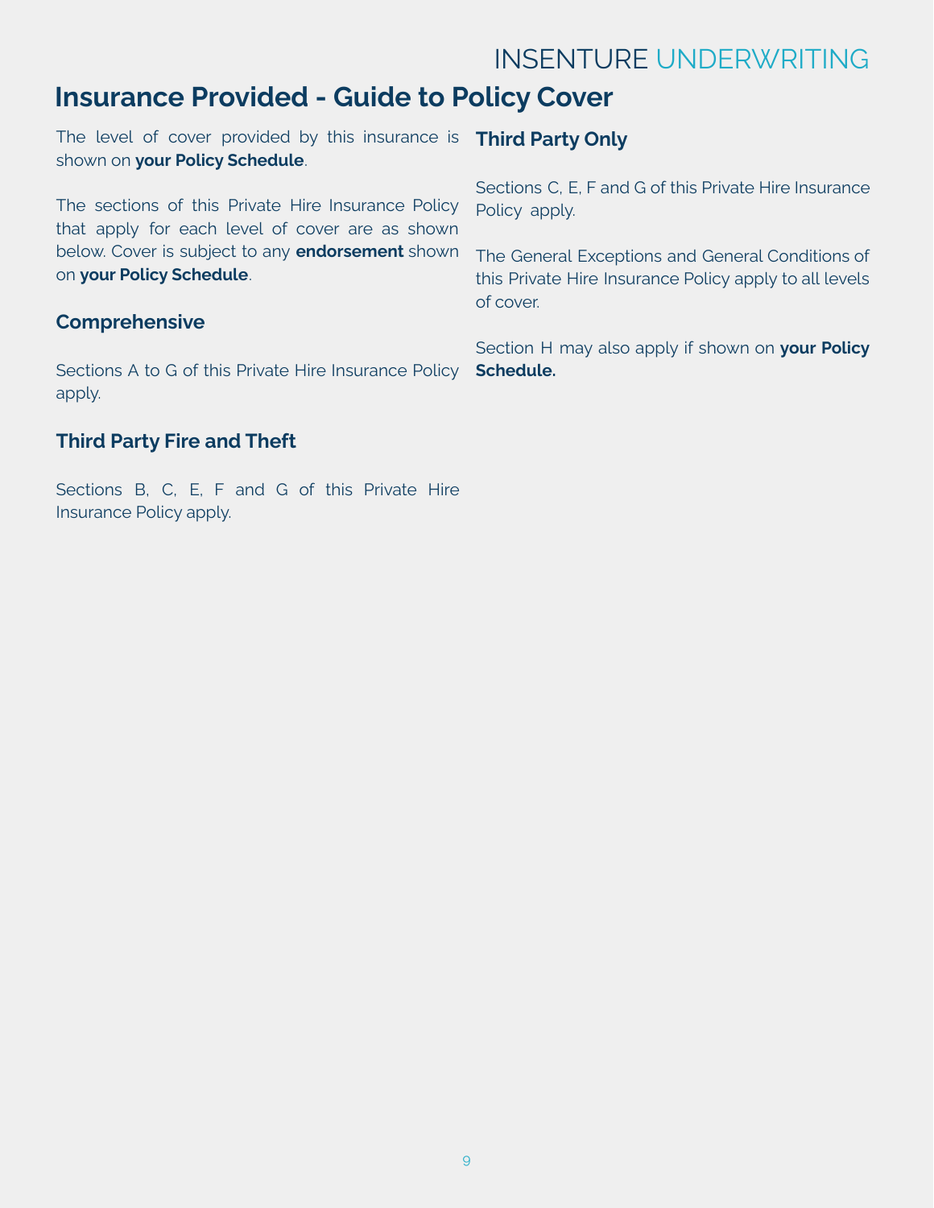# Insurance Provided - Guide to Policy Cover

The level of cover provided by this insurance is shown on **your Policy Schedule**.

The sections of this Private Hire Insurance Policy that apply for each level of cover are as shown below. Cover is subject to any **endorsement** shown on **your Policy Schedule**.

### Comprehensive

Sections A to G of this Private Hire Insurance Policy apply.

### Third Party Fire and Theft

Sections B, C, E, F and G of this Private Hire Insurance Policy apply.

### Third Party Only

Sections C, E, F and G of this Private Hire Insurance Policy apply.

The General Exceptions and General Conditions of this Private Hire Insurance Policy apply to all levels of cover.

Section H may also apply if shown on **your Policy Schedule.**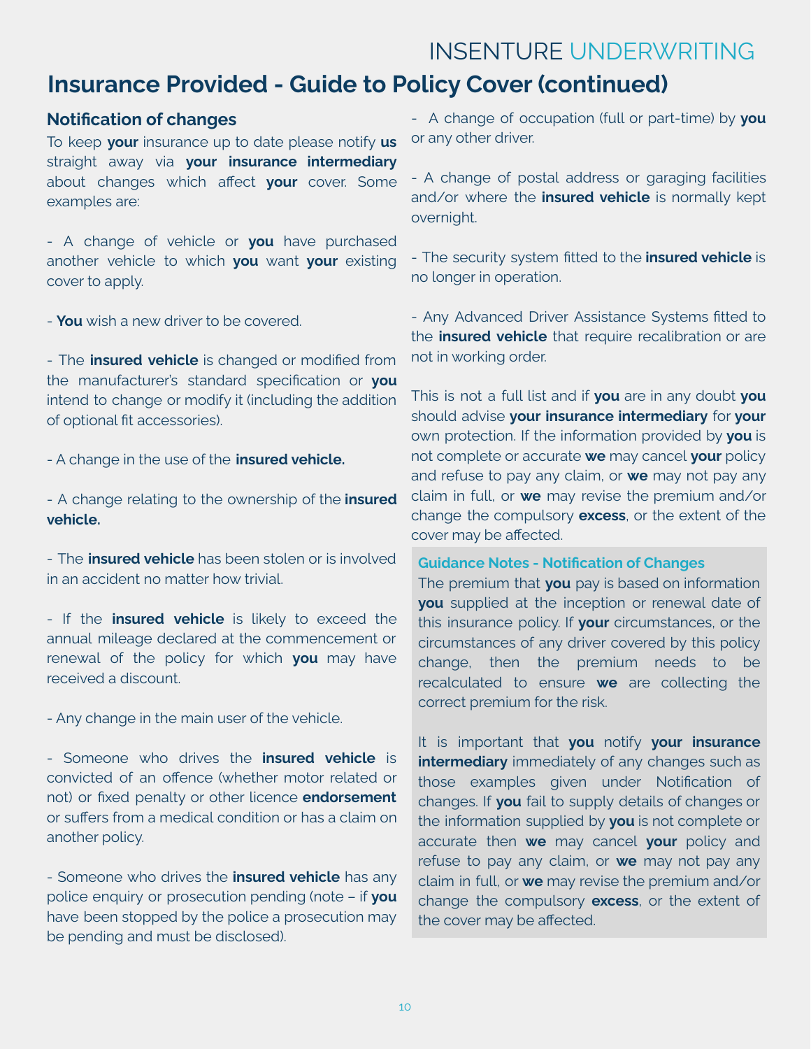## Insurance Provided - Guide to Policy Cover (continued)

### Notification of changes

To keep **your** insurance up to date please notify **us** straight away via **your insurance intermediary** about changes which affect **your** cover. Some examples are:

- A change of vehicle or **you** have purchased another vehicle to which **you** want **your** existing cover to apply.

- **You** wish a new driver to be covered.

- The **insured vehicle** is changed or modified from the manufacturer's standard specification or **you** intend to change or modify it (including the addition of optional fit accessories).

- A change in the use of the **insured vehicle.**

- A change relating to the ownership of the **insured vehicle.**

- The **insured vehicle** has been stolen or is involved in an accident no matter how trivial.

- If the **insured vehicle** is likely to exceed the annual mileage declared at the commencement or renewal of the policy for which **you** may have received a discount.

- Any change in the main user of the vehicle.

- Someone who drives the **insured vehicle** is convicted of an offence (whether motor related or not) or fixed penalty or other licence **endorsement** or suffers from a medical condition or has a claim on another policy.

- Someone who drives the **insured vehicle** has any police enquiry or prosecution pending (note – if **you** have been stopped by the police a prosecution may be pending and must be disclosed).

- A change of occupation (full or part-time) by **you** or any other driver.

- A change of postal address or garaging facilities and/or where the **insured vehicle** is normally kept overnight.

- The security system fitted to the **insured vehicle** is no longer in operation.

- Any Advanced Driver Assistance Systems fitted to the **insured vehicle** that require recalibration or are not in working order.

This is not a full list and if **you** are in any doubt **you** should advise **your insurance intermediary** for **your** own protection. If the information provided by **you** is not complete or accurate **we** may cancel **your** policy and refuse to pay any claim, or **we** may not pay any claim in full, or **we** may revise the premium and/or change the compulsory **excess**, or the extent of the cover may be affected.

**Guidance Notes - Notification of Changes**

The premium that **you** pay is based on information **you** supplied at the inception or renewal date of this insurance policy. If **your** circumstances, or the circumstances of any driver covered by this policy change, then the premium needs to be recalculated to ensure **we** are collecting the correct premium for the risk.

It is important that **you** notify **your insurance intermediary** immediately of any changes such as those examples given under Notification of changes. If **you** fail to supply details of changes or the information supplied by **you** is not complete or accurate then **we** may cancel **your** policy and refuse to pay any claim, or **we** may not pay any claim in full, or **we** may revise the premium and/or change the compulsory **excess**, or the extent of the cover may be affected.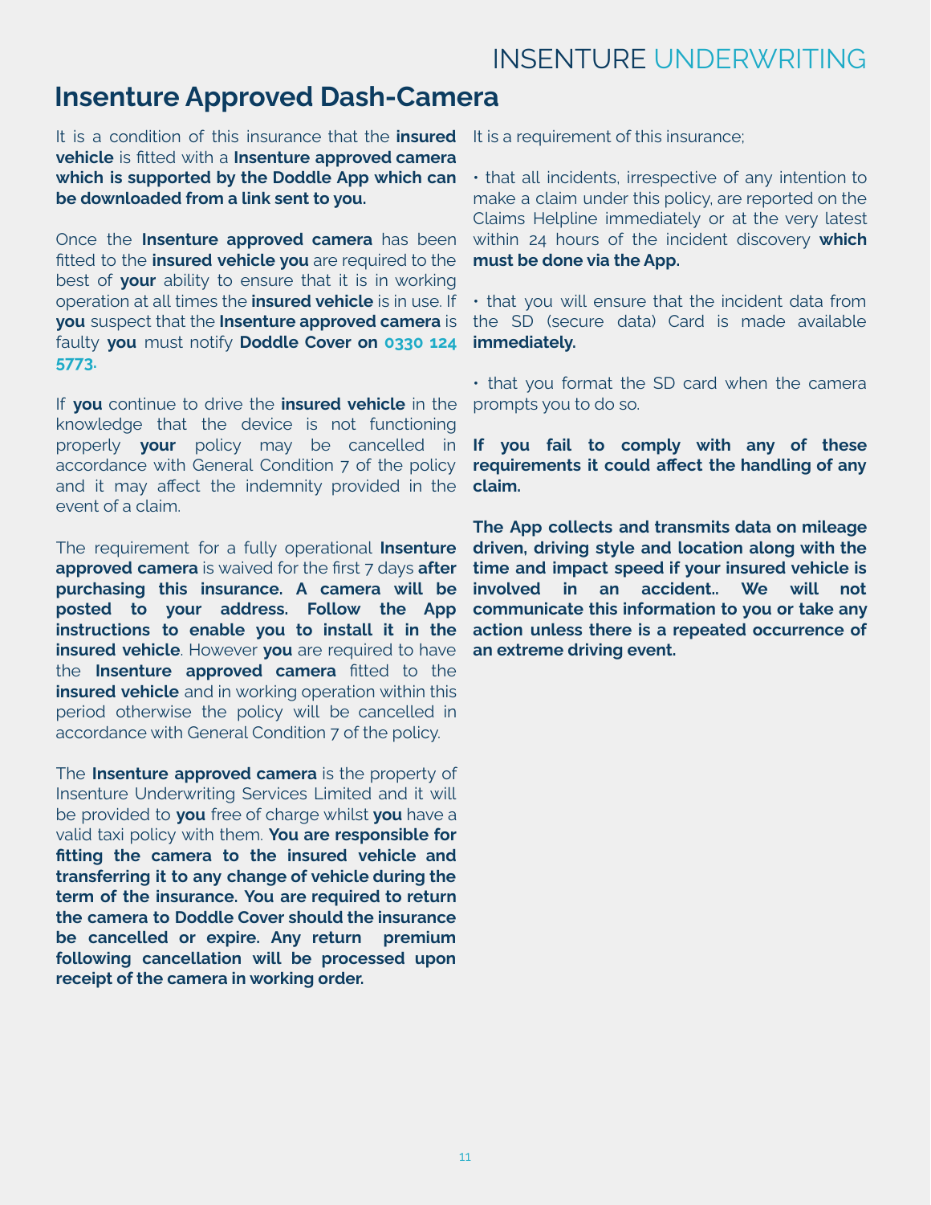## Insenture Approved Dash-Camera

It is a condition of this insurance that the **insured vehicle** is fitted with a **Insenture approved camera which is supported by the Doddle App which can be downloaded from a link sent to you.**

Once the **Insenture approved camera** has been fitted to the **insured vehicle you** are required to the best of **your** ability to ensure that it is in working operation at all times the **insured vehicle** is in use. If **you** suspect that the **Insenture approved camera** is faulty **you** must notify **Doddle Cover on 0330 124 5773.**

If **you** continue to drive the **insured vehicle** in the knowledge that the device is not functioning properly **your** policy may be cancelled in accordance with General Condition 7 of the policy and it may affect the indemnity provided in the event of a claim.

The requirement for a fully operational **Insenture approved camera** is waived for the first 7 days **after purchasing this insurance. A camera will be posted to your address. Follow the App instructions to enable you to install it in the insured vehicle**. However **you** are required to have the **Insenture approved camera** fitted to the **insured vehicle** and in working operation within this period otherwise the policy will be cancelled in accordance with General Condition 7 of the policy.

The **Insenture approved camera** is the property of Insenture Underwriting Services Limited and it will be provided to **you** free of charge whilst **you** have a valid taxi policy with them. **You are responsible for fitting the camera to the insured vehicle and transferring it to any change of vehicle during the term of the insurance. You are required to return the camera to Doddle Cover should the insurance be cancelled or expire. Any return premium following cancellation will be processed upon receipt of the camera in working order.**

It is a requirement of this insurance;

- that all incidents, irrespective of any intention to make a claim under this policy, are reported on the Claims Helpline immediately or at the very latest within 24 hours of the incident discovery **which must be done via the App.**
- that you will ensure that the incident data from the SD (secure data) Card is made available **immediately.**
- that you format the SD card when the camera prompts you to do so.

**If you fail to comply with any of these requirements it could affect the handling of any claim.**

**The App collects and transmits data on mileage driven, driving style and location along with the time and impact speed if your insured vehicle is involved in an accident.. We will not communicate this information to you or take any action unless there is a repeated occurrence of an extreme driving event.**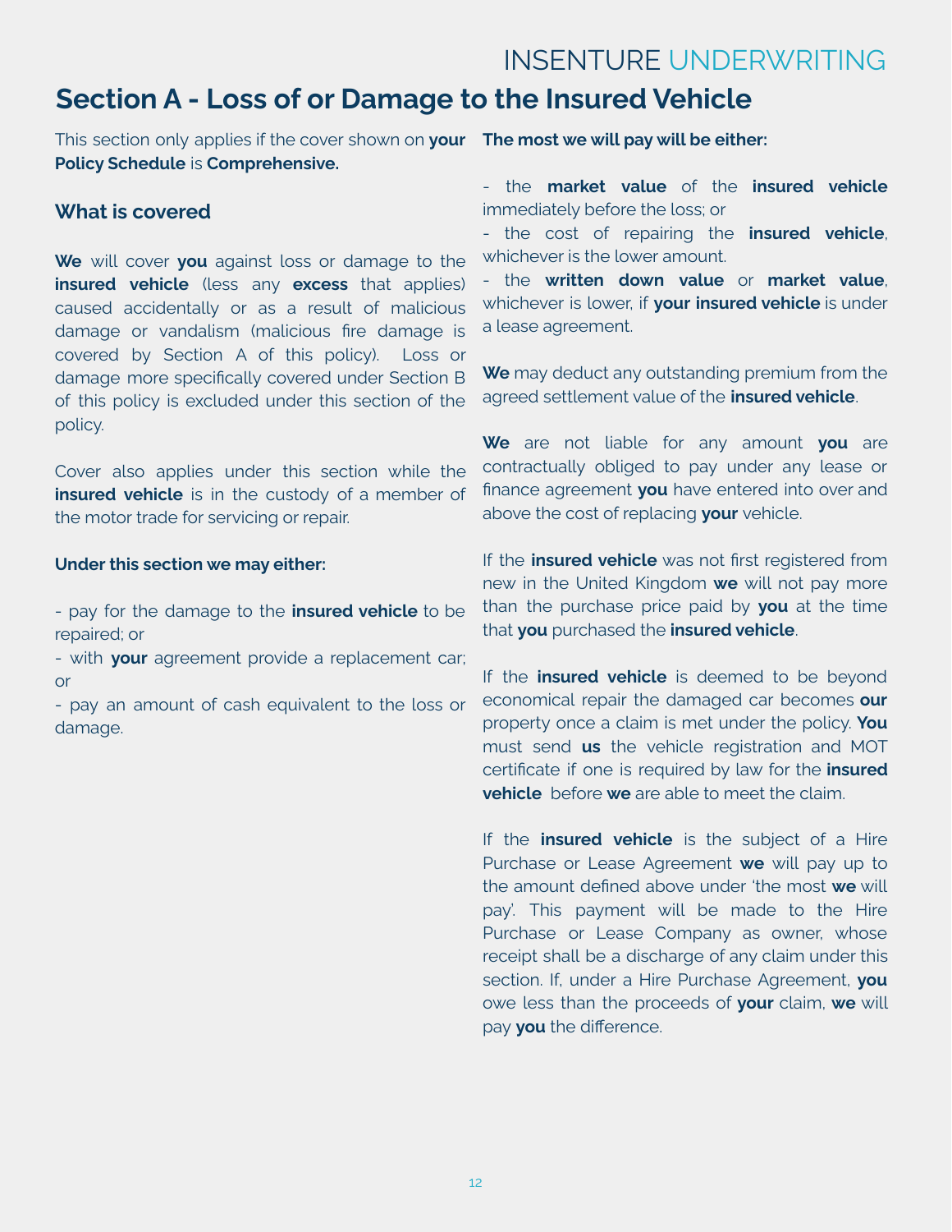# Section A - Loss of or Damage to the Insured Vehicle

This section only applies if the cover shown on **your Policy Schedule** is **Comprehensive.**

## What is covered

**We** will cover **you** against loss or damage to the **insured vehicle** (less any **excess** that applies) caused accidentally or as a result of malicious damage or vandalism (malicious fire damage is covered by Section A of this policy). Loss or damage more specifically covered under Section B of this policy is excluded under this section of the policy.

Cover also applies under this section while the **insured vehicle** is in the custody of a member of the motor trade for servicing or repair.

**Under this section we may either:**

- pay for the damage to the **insured vehicle** to be repaired; or
- with **your** agreement provide a replacement car; or
- pay an amount of cash equivalent to the loss or damage.

**The most we will pay will be either:**

- the **market value** of the **insured vehicle** immediately before the loss; or
- the cost of repairing the **insured vehicle**, whichever is the lower amount.
- the **written down value** or **market value**, whichever is lower, if **your insured vehicle** is under a lease agreement.

**We** may deduct any outstanding premium from the agreed settlement value of the **insured vehicle**.

**We** are not liable for any amount **you** are contractually obliged to pay under any lease or finance agreement **you** have entered into over and above the cost of replacing **your** vehicle.

If the **insured vehicle** was not first registered from new in the United Kingdom **we** will not pay more than the purchase price paid by **you** at the time that **you** purchased the **insured vehicle**.

If the **insured vehicle** is deemed to be beyond economical repair the damaged car becomes **our** property once a claim is met under the policy. **You** must send **us** the vehicle registration and MOT certificate if one is required by law for the **insured vehicle** before **we** are able to meet the claim.

If the **insured vehicle** is the subject of a Hire Purchase or Lease Agreement **we** will pay up to the amount defined above under 'the most **we** will pay'. This payment will be made to the Hire Purchase or Lease Company as owner, whose receipt shall be a discharge of any claim under this section. If, under a Hire Purchase Agreement, **you** owe less than the proceeds of **your** claim, **we** will pay **you** the difference.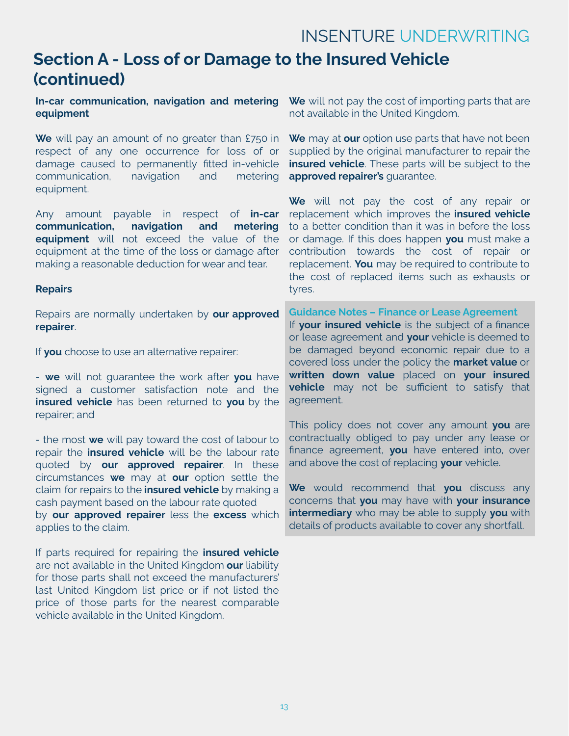## Section A - Loss of or Damage to the Insured Vehicle (continued)

**In-car communication, navigation and metering equipment**

**We** will pay an amount of no greater than £750 in respect of any one occurrence for loss of or damage caused to permanently fitted in-vehicle communication, navigation and metering equipment.

Any amount payable in respect of **in-car communication, navigation and metering equipment** will not exceed the value of the equipment at the time of the loss or damage after making a reasonable deduction for wear and tear.

**Repairs**

Repairs are normally undertaken by **our approved repairer**.

If **you** choose to use an alternative repairer:

- **we** will not guarantee the work after **you** have signed a customer satisfaction note and the **insured vehicle** has been returned to **you** by the repairer; and

- the most **we** will pay toward the cost of labour to repair the **insured vehicle** will be the labour rate quoted by **our approved repairer**. In these circumstances **we** may at **our** option settle the claim for repairs to the **insured vehicle** by making a cash payment based on the labour rate quoted by **our approved repairer** less the **excess** which applies to the claim.

If parts required for repairing the **insured vehicle** are not available in the United Kingdom **our** liability for those parts shall not exceed the manufacturers' last United Kingdom list price or if not listed the price of those parts for the nearest comparable vehicle available in the United Kingdom.

**We** will not pay the cost of importing parts that are not available in the United Kingdom.

**We** may at **our** option use parts that have not been supplied by the original manufacturer to repair the **insured vehicle**. These parts will be subject to the **approved repairer's** guarantee.

**We** will not pay the cost of any repair or replacement which improves the **insured vehicle** to a better condition than it was in before the loss or damage. If this does happen **you** must make a contribution towards the cost of repair or replacement. **You** may be required to contribute to the cost of replaced items such as exhausts or tyres.

**Guidance Notes – Finance or Lease Agreement**

If **your insured vehicle** is the subject of a finance or lease agreement and **your** vehicle is deemed to be damaged beyond economic repair due to a covered loss under the policy the **market value** or **written down value** placed on **your insured vehicle** may not be sufficient to satisfy that agreement.

This policy does not cover any amount **you** are contractually obliged to pay under any lease or finance agreement, **you** have entered into, over and above the cost of replacing **your** vehicle.

**We** would recommend that **you** discuss any concerns that **you** may have with **your insurance intermediary** who may be able to supply **you** with details of products available to cover any shortfall.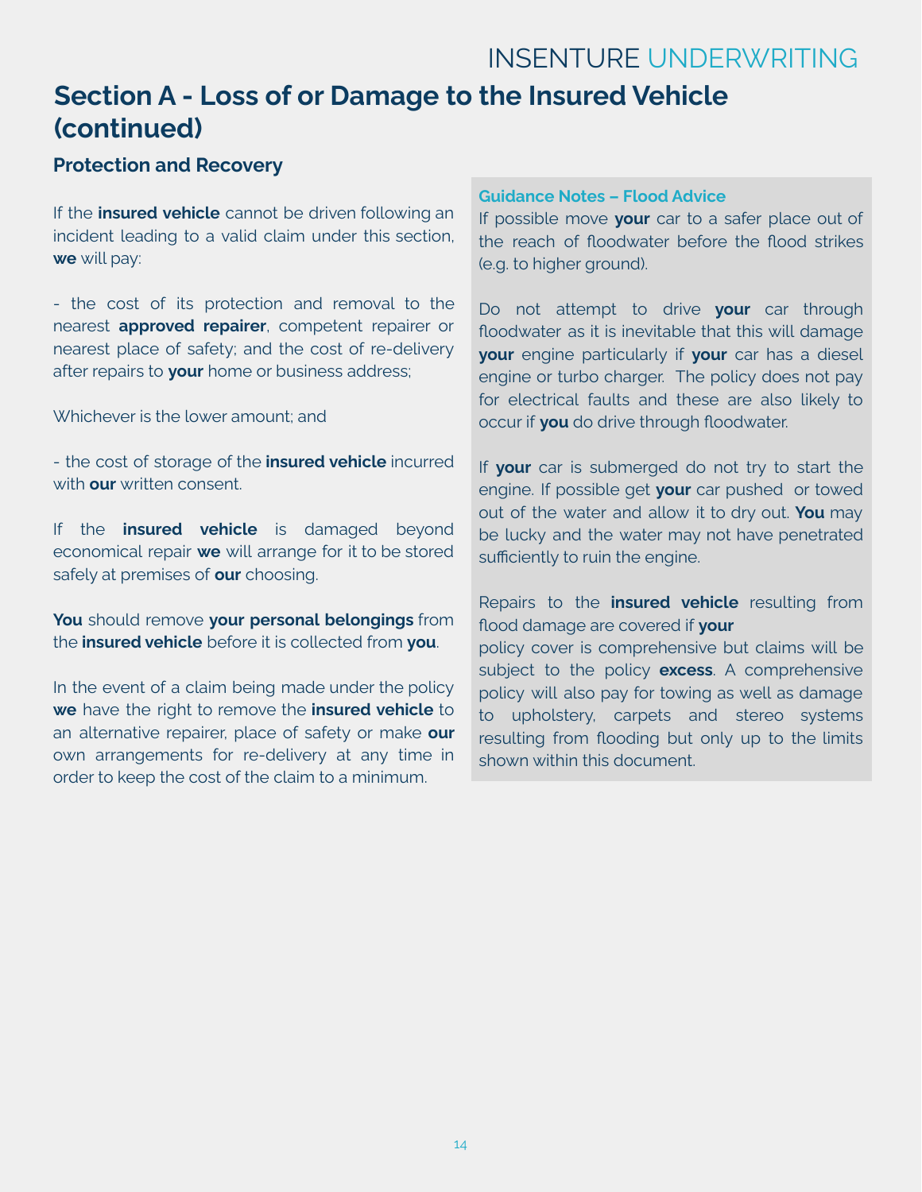## Section A - Loss of or Damage to the Insured Vehicle (continued)

### Protection and Recovery

If the **insured vehicle** cannot be driven following an incident leading to a valid claim under this section, **we** will pay:

- the cost of its protection and removal to the nearest **approved repairer**, competent repairer or nearest place of safety; and the cost of re-delivery after repairs to **your** home or business address;

Whichever is the lower amount; and

- the cost of storage of the **insured vehicle** incurred with **our** written consent.

If the **insured vehicle** is damaged beyond economical repair **we** will arrange for it to be stored safely at premises of **our** choosing.

**You** should remove **your personal belongings** from the **insured vehicle** before it is collected from **you**.

In the event of a claim being made under the policy **we** have the right to remove the **insured vehicle** to an alternative repairer, place of safety or make **our** own arrangements for re-delivery at any time in order to keep the cost of the claim to a minimum.

**Guidance Notes – Flood Advice**

If possible move **your** car to a safer place out of the reach of floodwater before the flood strikes (e.g. to higher ground).

Do not attempt to drive **your** car through floodwater as it is inevitable that this will damage **your** engine particularly if **your** car has a diesel engine or turbo charger. The policy does not pay for electrical faults and these are also likely to occur if **you** do drive through floodwater.

If **your** car is submerged do not try to start the engine. If possible get **your** car pushed or towed out of the water and allow it to dry out. **You** may be lucky and the water may not have penetrated sufficiently to ruin the engine.

Repairs to the **insured vehicle** resulting from flood damage are covered if **your** policy cover is comprehensive but claims will be subject to the policy **excess**. A comprehensive policy will also pay for towing as well as damage to upholstery, carpets and stereo systems resulting from flooding but only up to the limits shown within this document.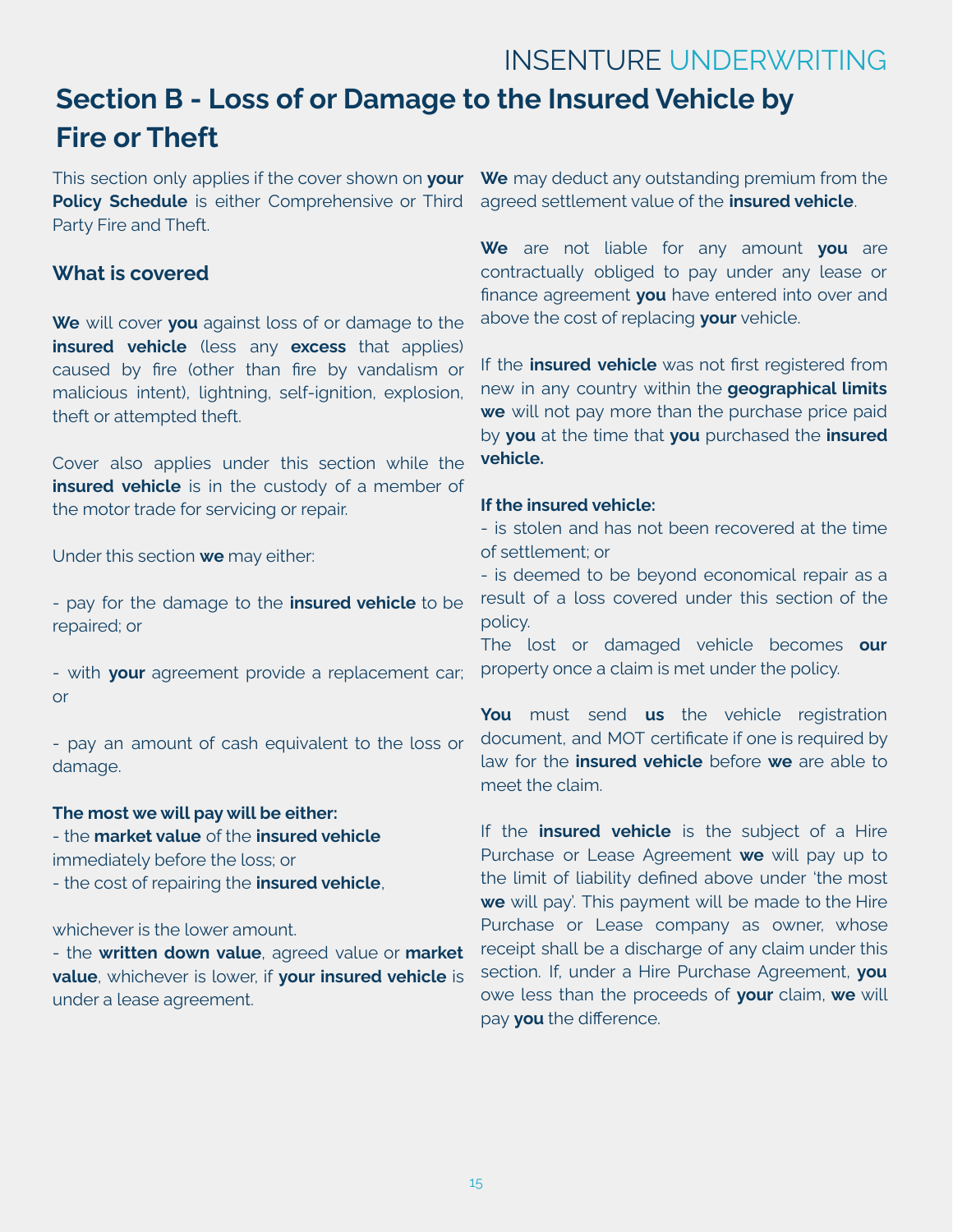# Section B - Loss of or Damage to the Insured Vehicle by Fire or Theft

This section only applies if the cover shown on **your Policy Schedule** is either Comprehensive or Third Party Fire and Theft.

## What is covered

**We** will cover **you** against loss of or damage to the **insured vehicle** (less any **excess** that applies) caused by fire (other than fire by vandalism or malicious intent), lightning, self-ignition, explosion, theft or attempted theft.

Cover also applies under this section while the **insured vehicle** is in the custody of a member of the motor trade for servicing or repair.

Under this section **we** may either:

- pay for the damage to the **insured vehicle** to be repaired; or

- with **your** agreement provide a replacement car; or

- pay an amount of cash equivalent to the loss or damage.

**The most we will pay will be either:**

- the **market value** of the **insured vehicle** immediately before the loss; or
- the cost of repairing the **insured vehicle**,

whichever is the lower amount.

- the **written down value**, agreed value or **market value**, whichever is lower, if **your insured vehicle** is under a lease agreement.

**We** may deduct any outstanding premium from the agreed settlement value of the **insured vehicle**.

**We** are not liable for any amount **you** are contractually obliged to pay under any lease or finance agreement **you** have entered into over and above the cost of replacing **your** vehicle.

If the **insured vehicle** was not first registered from new in any country within the **geographical limits we** will not pay more than the purchase price paid by **you** at the time that **you** purchased the **insured vehicle.**

**If the insured vehicle:**

- is stolen and has not been recovered at the time of settlement; or
- is deemed to be beyond economical repair as a result of a loss covered under this section of the policy.

The lost or damaged vehicle becomes **our** property once a claim is met under the policy.

**You** must send **us** the vehicle registration document, and MOT certificate if one is required by law for the **insured vehicle** before **we** are able to meet the claim.

If the **insured vehicle** is the subject of a Hire Purchase or Lease Agreement **we** will pay up to the limit of liability defined above under 'the most **we** will pay'. This payment will be made to the Hire Purchase or Lease company as owner, whose receipt shall be a discharge of any claim under this section. If, under a Hire Purchase Agreement, **you** owe less than the proceeds of **your** claim, **we** will pay **you** the difference.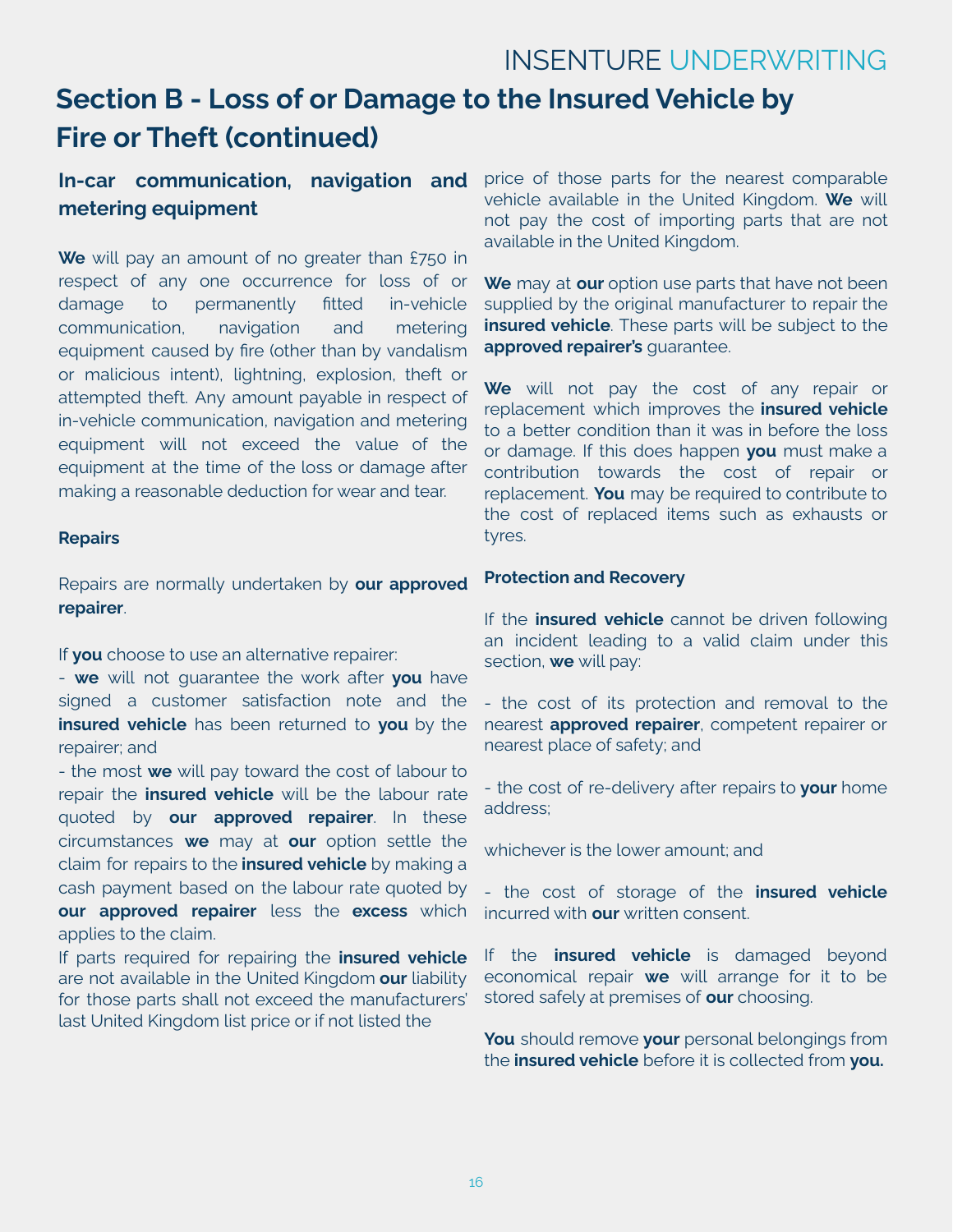## Section B - Loss of or Damage to the Insured Vehicle by Fire or Theft (continued)

### In-car communication, navigation and metering equipment

**We** will pay an amount of no greater than £750 in respect of any one occurrence for loss of or damage to permanently fitted in-vehicle communication, navigation and metering equipment caused by fire (other than by vandalism or malicious intent), lightning, explosion, theft or attempted theft. Any amount payable in respect of in-vehicle communication, navigation and metering equipment will not exceed the value of the equipment at the time of the loss or damage after making a reasonable deduction for wear and tear.

#### Repairs

Repairs are normally undertaken by **our approved repairer**.

If **you** choose to use an alternative repairer:

- **we** will not guarantee the work after **you** have signed a customer satisfaction note and the **insured vehicle** has been returned to **you** by the repairer; and
- the most **we** will pay toward the cost of labour to repair the **insured vehicle** will be the labour rate quoted by **our approved repairer**. In these circumstances **we** may at **our** option settle the claim for repairs to the **insured vehicle** by making a cash payment based on the labour rate quoted by **our approved repairer** less the **excess** which applies to the claim.

If parts required for repairing the **insured vehicle** are not available in the United Kingdom **our** liability for those parts shall not exceed the manufacturers' last United Kingdom list price or if not listed the price of those parts for the nearest comparable vehicle available in the United Kingdom. **We** will not pay the cost of importing parts that are not available in the United Kingdom.

**We** may at **our** option use parts that have not been supplied by the original manufacturer to repair the **insured vehicle**. These parts will be subject to the **approved repairer's** guarantee.

**We** will not pay the cost of any repair or replacement which improves the **insured vehicle** to a better condition than it was in before the loss or damage. If this does happen **you** must make a contribution towards the cost of repair or replacement. **You** may be required to contribute to the cost of replaced items such as exhausts or tyres.

#### Protection and Recovery

If the **insured vehicle** cannot be driven following an incident leading to a valid claim under this section, **we** will pay:

- the cost of its protection and removal to the nearest **approved repairer**, competent repairer or nearest place of safety; and

- the cost of re-delivery after repairs to **your** home address;

whichever is the lower amount; and

- the cost of storage of the **insured vehicle** incurred with **our** written consent.

If the **insured vehicle** is damaged beyond economical repair **we** will arrange for it to be stored safely at premises of **our** choosing.

**You** should remove **your** personal belongings from the **insured vehicle** before it is collected from **you.**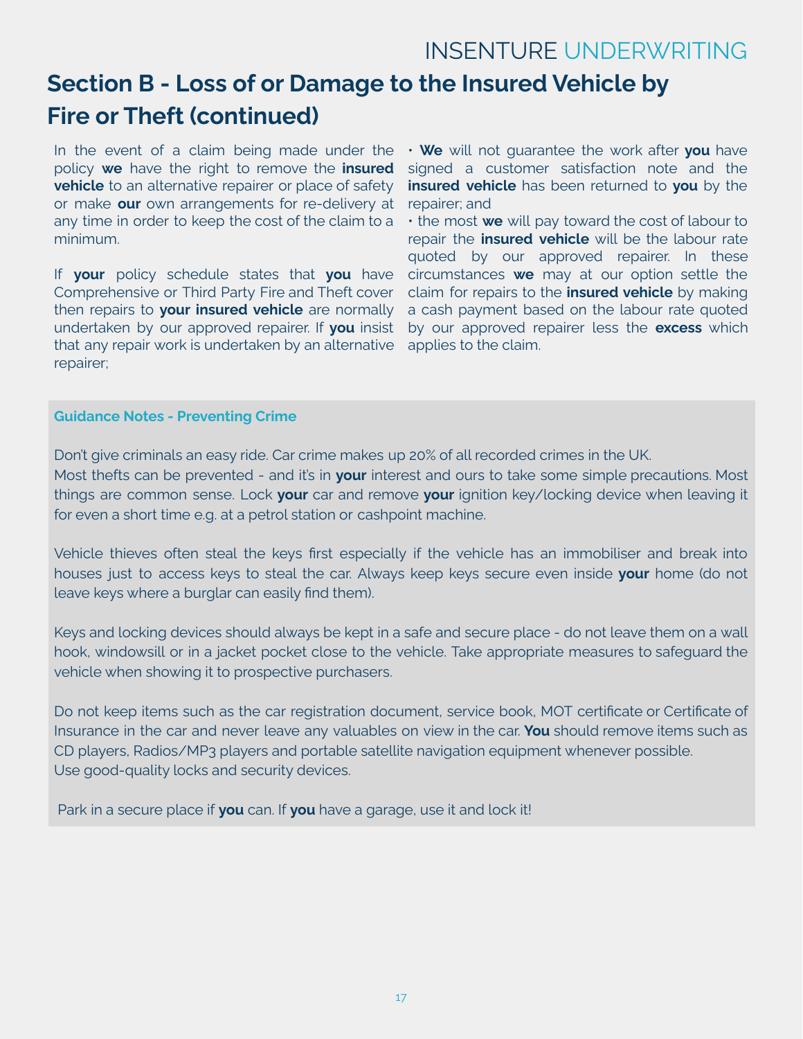## Section B - Loss of or Damage to the Insured Vehicle by Fire or Theft (continued)

In the event of a claim being made under the policy **we** have the right to remove the **insured vehicle** to an alternative repairer or place of safety or make **our** own arrangements for re-delivery at any time in order to keep the cost of the claim to a minimum.

If **your** policy schedule states that **you** have Comprehensive or Third Party Fire and Theft cover then repairs to **your insured vehicle** are normally undertaken by our approved repairer. If **you** insist that any repair work is undertaken by an alternative repairer;

- **We** will not guarantee the work after **you** have signed a customer satisfaction note and the **insured vehicle** has been returned to **you** by the repairer; and
- the most **we** will pay toward the cost of labour to repair the **insured vehicle** will be the labour rate quoted by our approved repairer. In these circumstances **we** may at our option settle the claim for repairs to the **insured vehicle** by making a cash payment based on the labour rate quoted by our approved repairer less the **excess** which applies to the claim.

**Guidance Notes - Preventing Crime**

Don't give criminals an easy ride. Car crime makes up 20% of all recorded crimes in the UK.
Most thefts can be prevented - and it's in **your** interest and ours to take some simple precautions. Most things are common sense. Lock **your** car and remove **your** ignition key/locking device when leaving it for even a short time e.g. at a petrol station or cashpoint machine.

Vehicle thieves often steal the keys first especially if the vehicle has an immobiliser and break into houses just to access keys to steal the car. Always keep keys secure even inside **your** home (do not leave keys where a burglar can easily find them).

Keys and locking devices should always be kept in a safe and secure place - do not leave them on a wall hook, windowsill or in a jacket pocket close to the vehicle. Take appropriate measures to safeguard the vehicle when showing it to prospective purchasers.

Do not keep items such as the car registration document, service book, MOT certificate or Certificate of Insurance in the car and never leave any valuables on view in the car. **You** should remove items such as CD players, Radios/MP3 players and portable satellite navigation equipment whenever possible.
Use good-quality locks and security devices.

Park in a secure place if **you** can. If **you** have a garage, use it and lock it!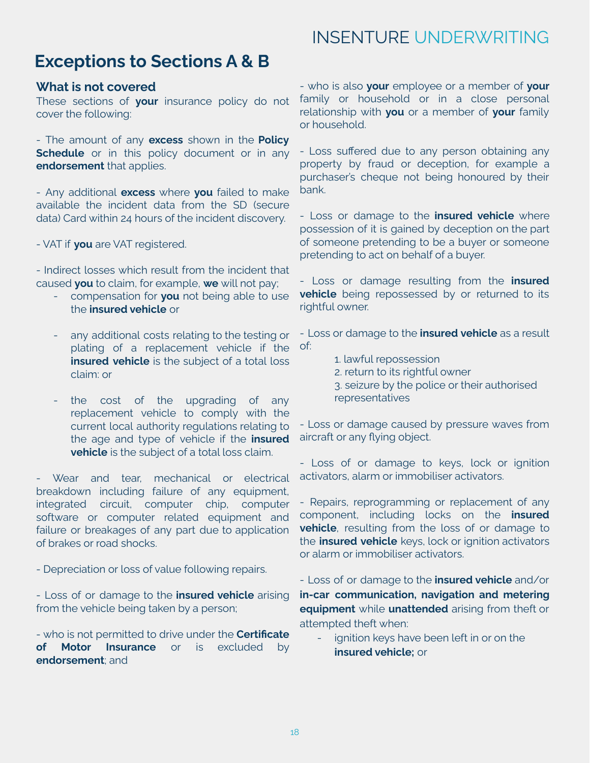## Exceptions to Sections A & B

### What is not covered

These sections of **your** insurance policy do not cover the following:

- The amount of any **excess** shown in the **Policy Schedule** or in this policy document or in any **endorsement** that applies.

- Any additional **excess** where **you** failed to make available the incident data from the SD (secure data) Card within 24 hours of the incident discovery.

- VAT if **you** are VAT registered.

- Indirect losses which result from the incident that caused **you** to claim, for example, **we** will not pay;
    - compensation for **you** not being able to use the **insured vehicle** or
    - any additional costs relating to the testing or plating of a replacement vehicle if the **insured vehicle** is the subject of a total loss claim: or
    - the cost of the upgrading of any replacement vehicle to comply with the current local authority regulations relating to the age and type of vehicle if the **insured vehicle** is the subject of a total loss claim.

- Wear and tear, mechanical or electrical breakdown including failure of any equipment, integrated circuit, computer chip, computer software or computer related equipment and failure or breakages of any part due to application of brakes or road shocks.

- Depreciation or loss of value following repairs.

- Loss of or damage to the **insured vehicle** arising from the vehicle being taken by a person;

- who is not permitted to drive under the **Certificate of Motor Insurance** or is excluded by **endorsement**; and

- who is also **your** employee or a member of **your** family or household or in a close personal relationship with **you** or a member of **your** family or household.

- Loss suffered due to any person obtaining any property by fraud or deception, for example a purchaser's cheque not being honoured by their bank.

- Loss or damage to the **insured vehicle** where possession of it is gained by deception on the part of someone pretending to be a buyer or someone pretending to act on behalf of a buyer.

- Loss or damage resulting from the **insured vehicle** being repossessed by or returned to its rightful owner.

- Loss or damage to the **insured vehicle** as a result of:

    1. lawful repossession
    2. return to its rightful owner
    3. seizure by the police or their authorised representatives

- Loss or damage caused by pressure waves from aircraft or any flying object.

- Loss of or damage to keys, lock or ignition activators, alarm or immobiliser activators.

- Repairs, reprogramming or replacement of any component, including locks on the **insured vehicle**, resulting from the loss of or damage to the **insured vehicle** keys, lock or ignition activators or alarm or immobiliser activators.

- Loss of or damage to the **insured vehicle** and/or **in-car communication, navigation and metering equipment** while **unattended** arising from theft or attempted theft when:
    - ignition keys have been left in or on the **insured vehicle;** or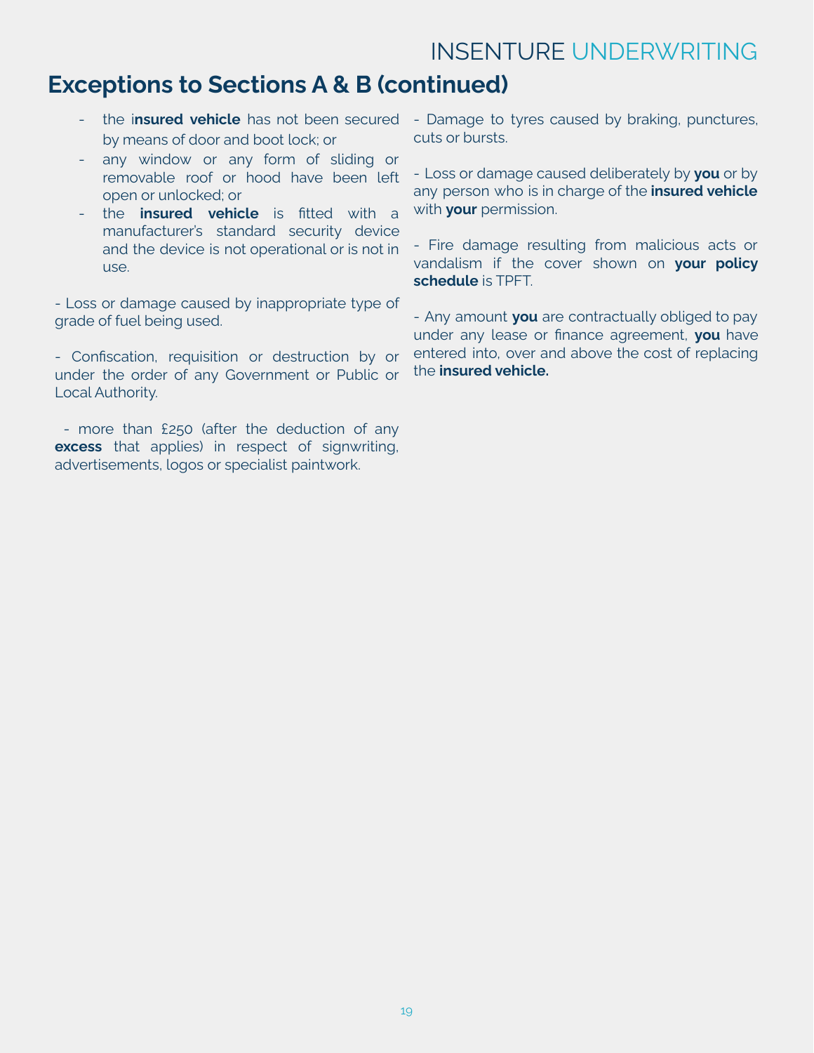## Exceptions to Sections A & B (continued)

- the **insured vehicle** has not been secured by means of door and boot lock; or
- any window or any form of sliding or removable roof or hood have been left open or unlocked; or
- the **insured vehicle** is fitted with a manufacturer's standard security device and the device is not operational or is not in use.

- Loss or damage caused by inappropriate type of grade of fuel being used.

- Confiscation, requisition or destruction by or under the order of any Government or Public or Local Authority.

- more than £250 (after the deduction of any **excess** that applies) in respect of signwriting, advertisements, logos or specialist paintwork.

- Damage to tyres caused by braking, punctures, cuts or bursts.

- Loss or damage caused deliberately by **you** or by any person who is in charge of the **insured vehicle** with **your** permission.

- Fire damage resulting from malicious acts or vandalism if the cover shown on **your policy schedule** is TPFT.

- Any amount **you** are contractually obliged to pay under any lease or finance agreement, **you** have entered into, over and above the cost of replacing the **insured vehicle.**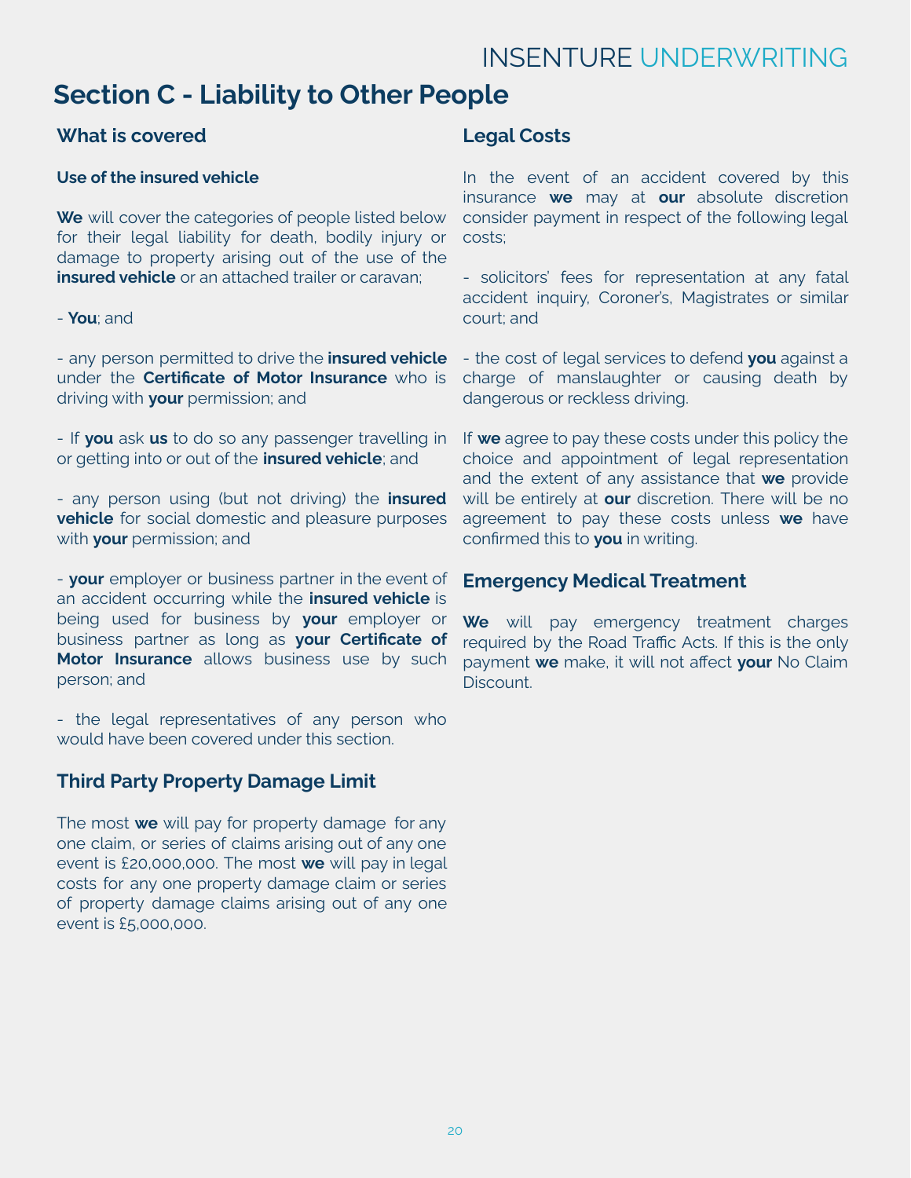## Section C - Liability to Other People

### What is covered

#### Use of the insured vehicle

**We** will cover the categories of people listed below for their legal liability for death, bodily injury or damage to property arising out of the use of the **insured vehicle** or an attached trailer or caravan;

- **You**; and

- any person permitted to drive the **insured vehicle** under the **Certificate of Motor Insurance** who is driving with **your** permission; and

- If **you** ask **us** to do so any passenger travelling in or getting into or out of the **insured vehicle**; and

- any person using (but not driving) the **insured vehicle** for social domestic and pleasure purposes with **your** permission; and

- **your** employer or business partner in the event of an accident occurring while the **insured vehicle** is being used for business by **your** employer or business partner as long as **your Certificate of Motor Insurance** allows business use by such person; and

- the legal representatives of any person who would have been covered under this section.

### Third Party Property Damage Limit

The most **we** will pay for property damage for any one claim, or series of claims arising out of any one event is £20,000,000. The most **we** will pay in legal costs for any one property damage claim or series of property damage claims arising out of any one event is £5,000,000.

### Legal Costs

In the event of an accident covered by this insurance **we** may at **our** absolute discretion consider payment in respect of the following legal costs;

- solicitors' fees for representation at any fatal accident inquiry, Coroner's, Magistrates or similar court; and

- the cost of legal services to defend **you** against a charge of manslaughter or causing death by dangerous or reckless driving.

If **we** agree to pay these costs under this policy the choice and appointment of legal representation and the extent of any assistance that **we** provide will be entirely at **our** discretion. There will be no agreement to pay these costs unless **we** have confirmed this to **you** in writing.

### Emergency Medical Treatment

**We** will pay emergency treatment charges required by the Road Traffic Acts. If this is the only payment **we** make, it will not affect **your** No Claim Discount.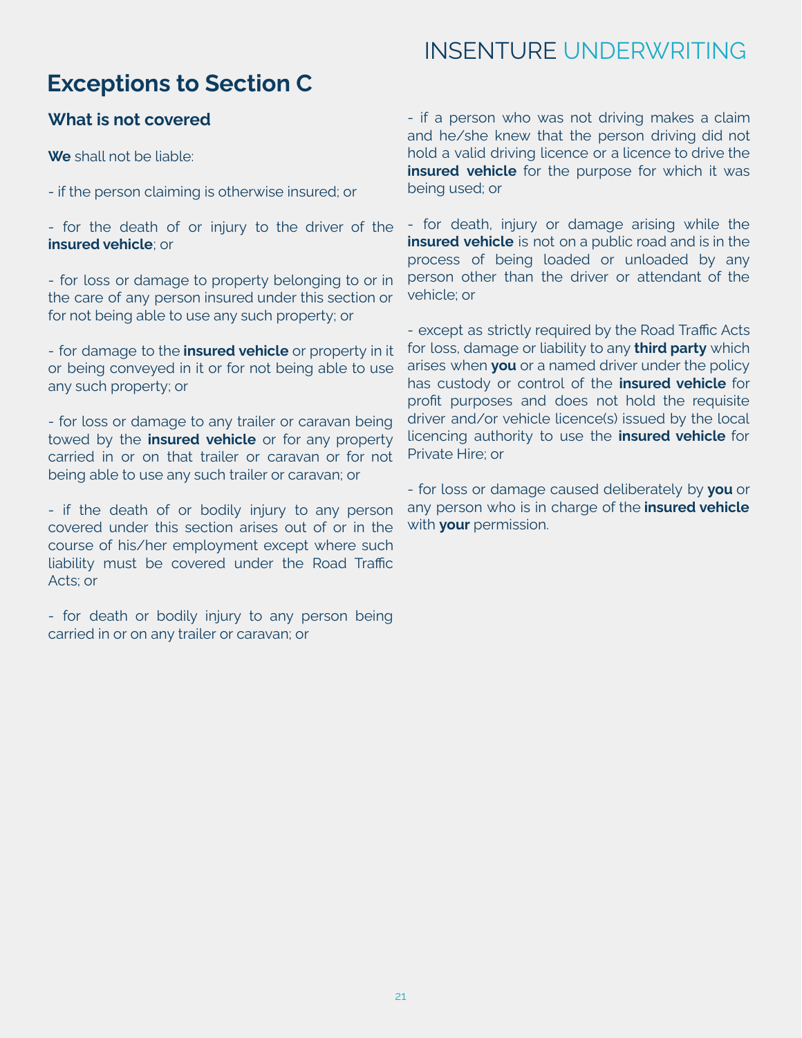# Exceptions to Section C

## What is not covered

**We** shall not be liable:

- if the person claiming is otherwise insured; or

- for the death of or injury to the driver of the **insured vehicle**; or

- for loss or damage to property belonging to or in the care of any person insured under this section or for not being able to use any such property; or

- for damage to the **insured vehicle** or property in it or being conveyed in it or for not being able to use any such property; or

- for loss or damage to any trailer or caravan being towed by the **insured vehicle** or for any property carried in or on that trailer or caravan or for not being able to use any such trailer or caravan; or

- if the death of or bodily injury to any person covered under this section arises out of or in the course of his/her employment except where such liability must be covered under the Road Traffic Acts; or

- for death or bodily injury to any person being carried in or on any trailer or caravan; or

- if a person who was not driving makes a claim and he/she knew that the person driving did not hold a valid driving licence or a licence to drive the **insured vehicle** for the purpose for which it was being used; or

- for death, injury or damage arising while the **insured vehicle** is not on a public road and is in the process of being loaded or unloaded by any person other than the driver or attendant of the vehicle; or

- except as strictly required by the Road Traffic Acts for loss, damage or liability to any **third party** which arises when **you** or a named driver under the policy has custody or control of the **insured vehicle** for profit purposes and does not hold the requisite driver and/or vehicle licence(s) issued by the local licencing authority to use the **insured vehicle** for Private Hire; or

- for loss or damage caused deliberately by **you** or any person who is in charge of the **insured vehicle** with **your** permission.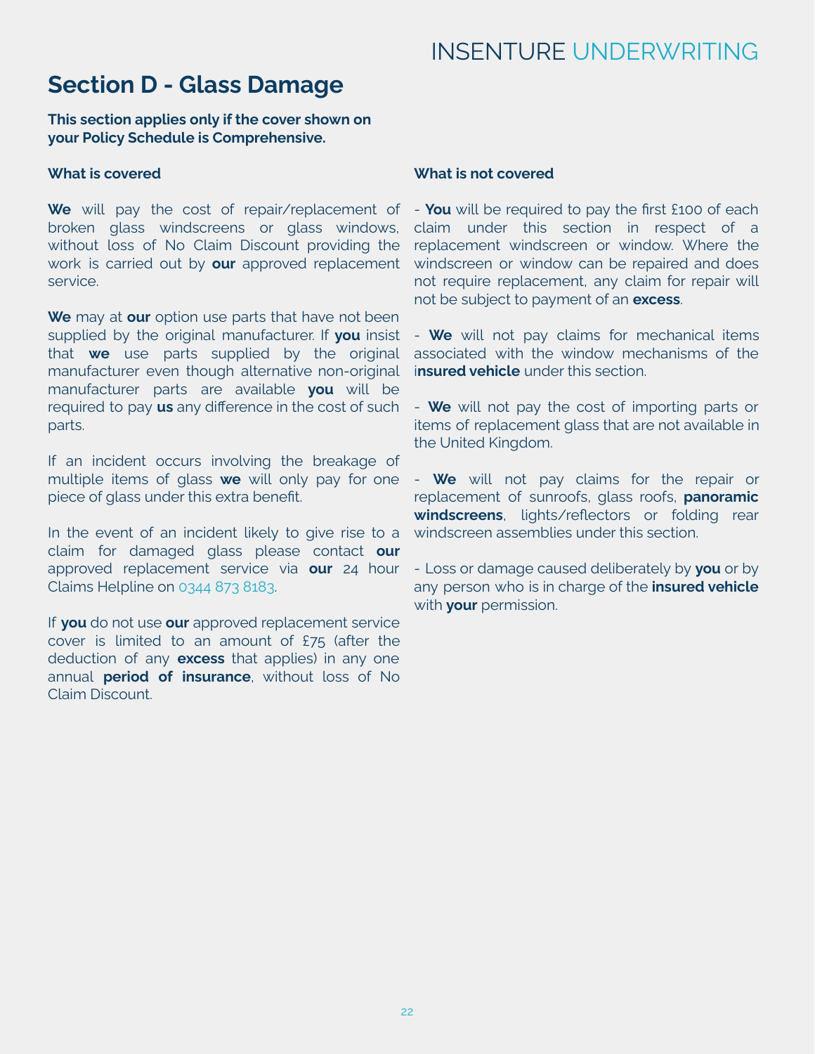## Section D - Glass Damage

**This section applies only if the cover shown on your Policy Schedule is Comprehensive.**

### What is covered

**We** will pay the cost of repair/replacement of broken glass windscreens or glass windows, without loss of No Claim Discount providing the work is carried out by **our** approved replacement service.

**We** may at **our** option use parts that have not been supplied by the original manufacturer. If **you** insist that **we** use parts supplied by the original manufacturer even though alternative non-original manufacturer parts are available **you** will be required to pay **us** any difference in the cost of such parts.

If an incident occurs involving the breakage of multiple items of glass **we** will only pay for one piece of glass under this extra benefit.

In the event of an incident likely to give rise to a claim for damaged glass please contact **our** approved replacement service via **our** 24 hour Claims Helpline on 0344 873 8183.

If **you** do not use **our** approved replacement service cover is limited to an amount of £75 (after the deduction of any **excess** that applies) in any one annual **period of insurance**, without loss of No Claim Discount.

### What is not covered

- **You** will be required to pay the first £100 of each claim under this section in respect of a replacement windscreen or window. Where the windscreen or window can be repaired and does not require replacement, any claim for repair will not be subject to payment of an **excess**.

- **We** will not pay claims for mechanical items associated with the window mechanisms of the **insured vehicle** under this section.

- **We** will not pay the cost of importing parts or items of replacement glass that are not available in the United Kingdom.

- **We** will not pay claims for the repair or replacement of sunroofs, glass roofs, **panoramic windscreens**, lights/reflectors or folding rear windscreen assemblies under this section.

- Loss or damage caused deliberately by **you** or by any person who is in charge of the **insured vehicle** with **your** permission.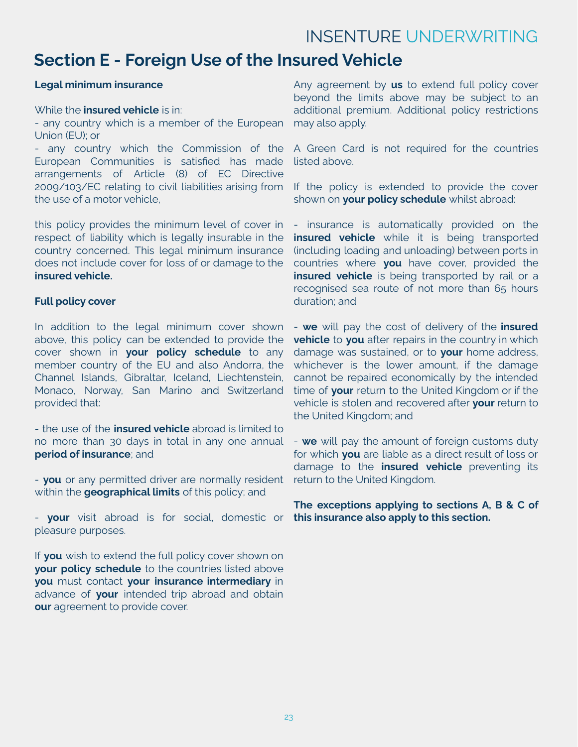# Section E - Foreign Use of the Insured Vehicle

**Legal minimum insurance**

While the **insured vehicle** is in:
- any country which is a member of the European Union (EU); or
- any country which the Commission of the European Communities is satisfied has made arrangements of Article (8) of EC Directive 2009/103/EC relating to civil liabilities arising from the use of a motor vehicle,

this policy provides the minimum level of cover in respect of liability which is legally insurable in the country concerned. This legal minimum insurance does not include cover for loss of or damage to the **insured vehicle.**

**Full policy cover**

In addition to the legal minimum cover shown above, this policy can be extended to provide the cover shown in **your policy schedule** to any member country of the EU and also Andorra, the Channel Islands, Gibraltar, Iceland, Liechtenstein, Monaco, Norway, San Marino and Switzerland provided that:

- the use of the **insured vehicle** abroad is limited to no more than 30 days in total in any one annual **period of insurance**; and

- **you** or any permitted driver are normally resident within the **geographical limits** of this policy; and

- **your** visit abroad is for social, domestic or pleasure purposes.

If **you** wish to extend the full policy cover shown on **your policy schedule** to the countries listed above **you** must contact **your insurance intermediary** in advance of **your** intended trip abroad and obtain **our** agreement to provide cover.

Any agreement by **us** to extend full policy cover beyond the limits above may be subject to an additional premium. Additional policy restrictions may also apply.

A Green Card is not required for the countries listed above.

If the policy is extended to provide the cover shown on **your policy schedule** whilst abroad:

- insurance is automatically provided on the **insured vehicle** while it is being transported (including loading and unloading) between ports in countries where **you** have cover, provided the **insured vehicle** is being transported by rail or a recognised sea route of not more than 65 hours duration; and

- **we** will pay the cost of delivery of the **insured vehicle** to **you** after repairs in the country in which damage was sustained, or to **your** home address, whichever is the lower amount, if the damage cannot be repaired economically by the intended time of **your** return to the United Kingdom or if the vehicle is stolen and recovered after **your** return to the United Kingdom; and

- **we** will pay the amount of foreign customs duty for which **you** are liable as a direct result of loss or damage to the **insured vehicle** preventing its return to the United Kingdom.

**The exceptions applying to sections A, B & C of this insurance also apply to this section.**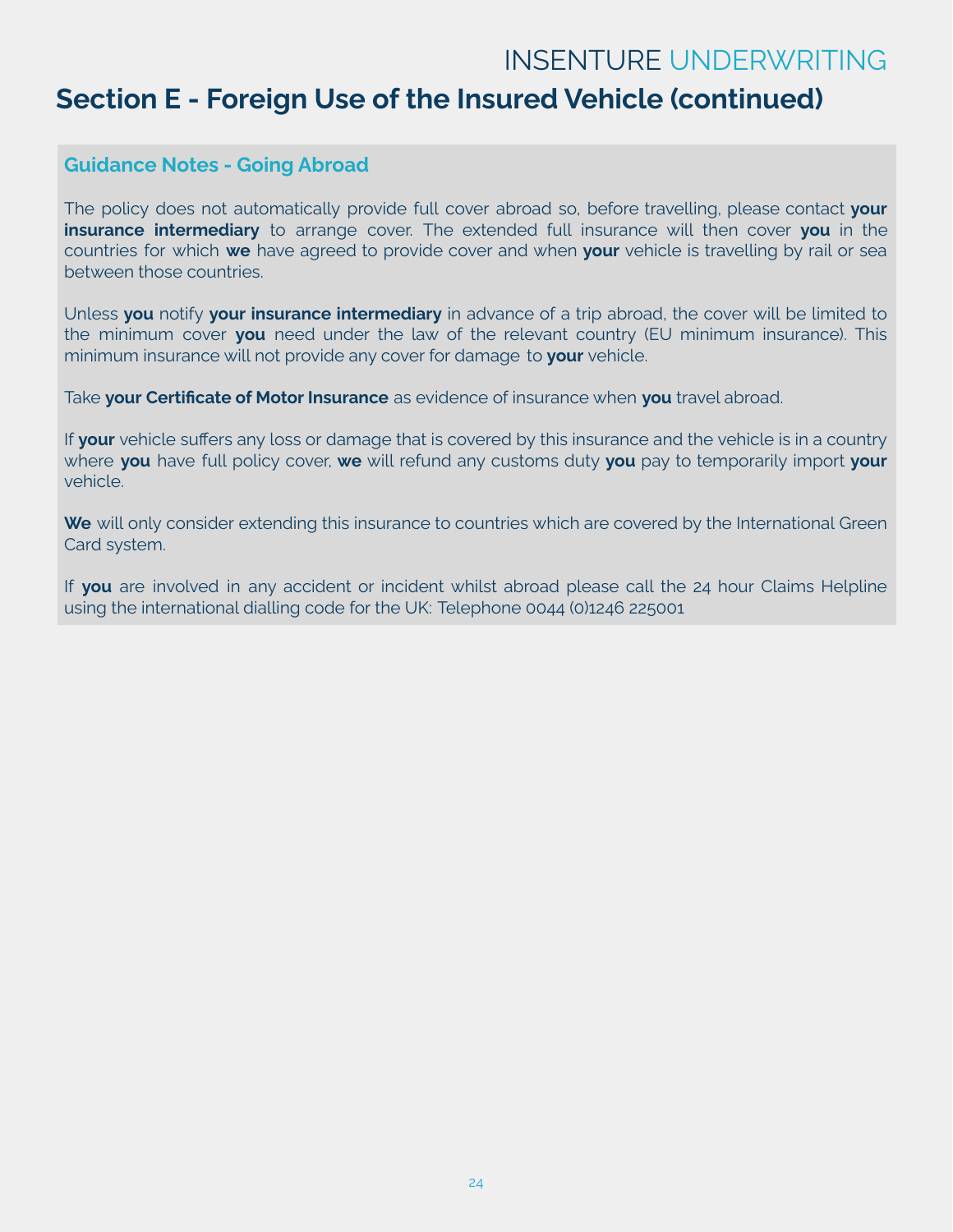## Section E - Foreign Use of the Insured Vehicle (continued)

### Guidance Notes - Going Abroad

The policy does not automatically provide full cover abroad so, before travelling, please contact **your insurance intermediary** to arrange cover. The extended full insurance will then cover **you** in the countries for which **we** have agreed to provide cover and when **your** vehicle is travelling by rail or sea between those countries.

Unless **you** notify **your insurance intermediary** in advance of a trip abroad, the cover will be limited to the minimum cover **you** need under the law of the relevant country (EU minimum insurance). This minimum insurance will not provide any cover for damage to **your** vehicle.

Take **your Certificate of Motor Insurance** as evidence of insurance when **you** travel abroad.

If **your** vehicle suffers any loss or damage that is covered by this insurance and the vehicle is in a country where **you** have full policy cover, **we** will refund any customs duty **you** pay to temporarily import **your** vehicle.

**We** will only consider extending this insurance to countries which are covered by the International Green Card system.

If **you** are involved in any accident or incident whilst abroad please call the 24 hour Claims Helpline using the international dialling code for the UK: Telephone 0044 (0)1246 225001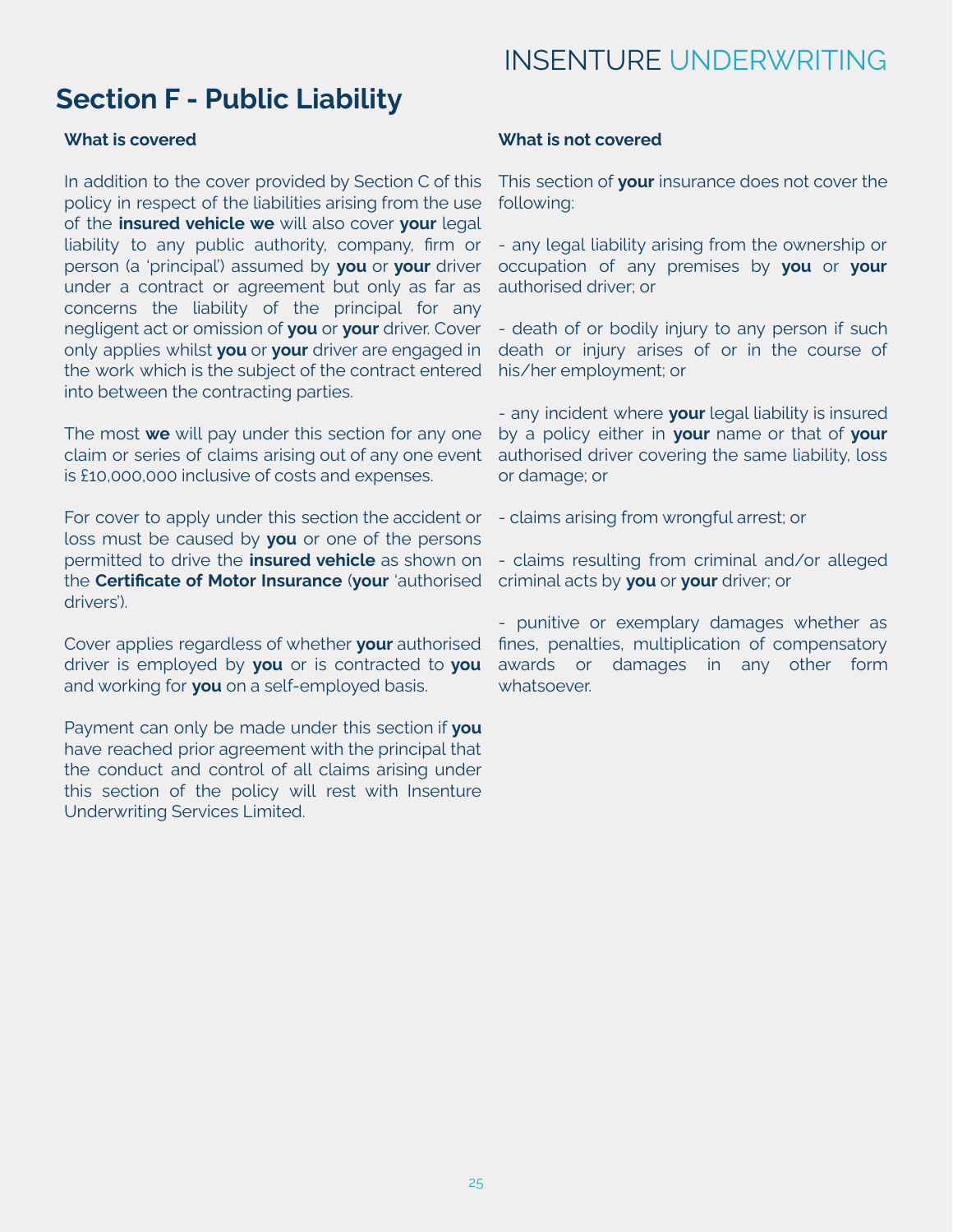## Section F - Public Liability

**What is covered**

In addition to the cover provided by Section C of this policy in respect of the liabilities arising from the use of the **insured vehicle we** will also cover **your** legal liability to any public authority, company, firm or person (a 'principal') assumed by **you** or **your** driver under a contract or agreement but only as far as concerns the liability of the principal for any negligent act or omission of **you** or **your** driver. Cover only applies whilst **you** or **your** driver are engaged in the work which is the subject of the contract entered into between the contracting parties.

The most **we** will pay under this section for any one claim or series of claims arising out of any one event is £10,000,000 inclusive of costs and expenses.

For cover to apply under this section the accident or loss must be caused by **you** or one of the persons permitted to drive the **insured vehicle** as shown on the **Certificate of Motor Insurance** (**your** 'authorised drivers').

Cover applies regardless of whether **your** authorised driver is employed by **you** or is contracted to **you** and working for **you** on a self-employed basis.

Payment can only be made under this section if **you** have reached prior agreement with the principal that the conduct and control of all claims arising under this section of the policy will rest with Insenture Underwriting Services Limited.

**What is not covered**

This section of **your** insurance does not cover the following:

- any legal liability arising from the ownership or occupation of any premises by **you** or **your** authorised driver; or

- death of or bodily injury to any person if such death or injury arises of or in the course of his/her employment; or

- any incident where **your** legal liability is insured by a policy either in **your** name or that of **your** authorised driver covering the same liability, loss or damage; or

- claims arising from wrongful arrest; or

- claims resulting from criminal and/or alleged criminal acts by **you** or **your** driver; or

- punitive or exemplary damages whether as fines, penalties, multiplication of compensatory awards or damages in any other form whatsoever.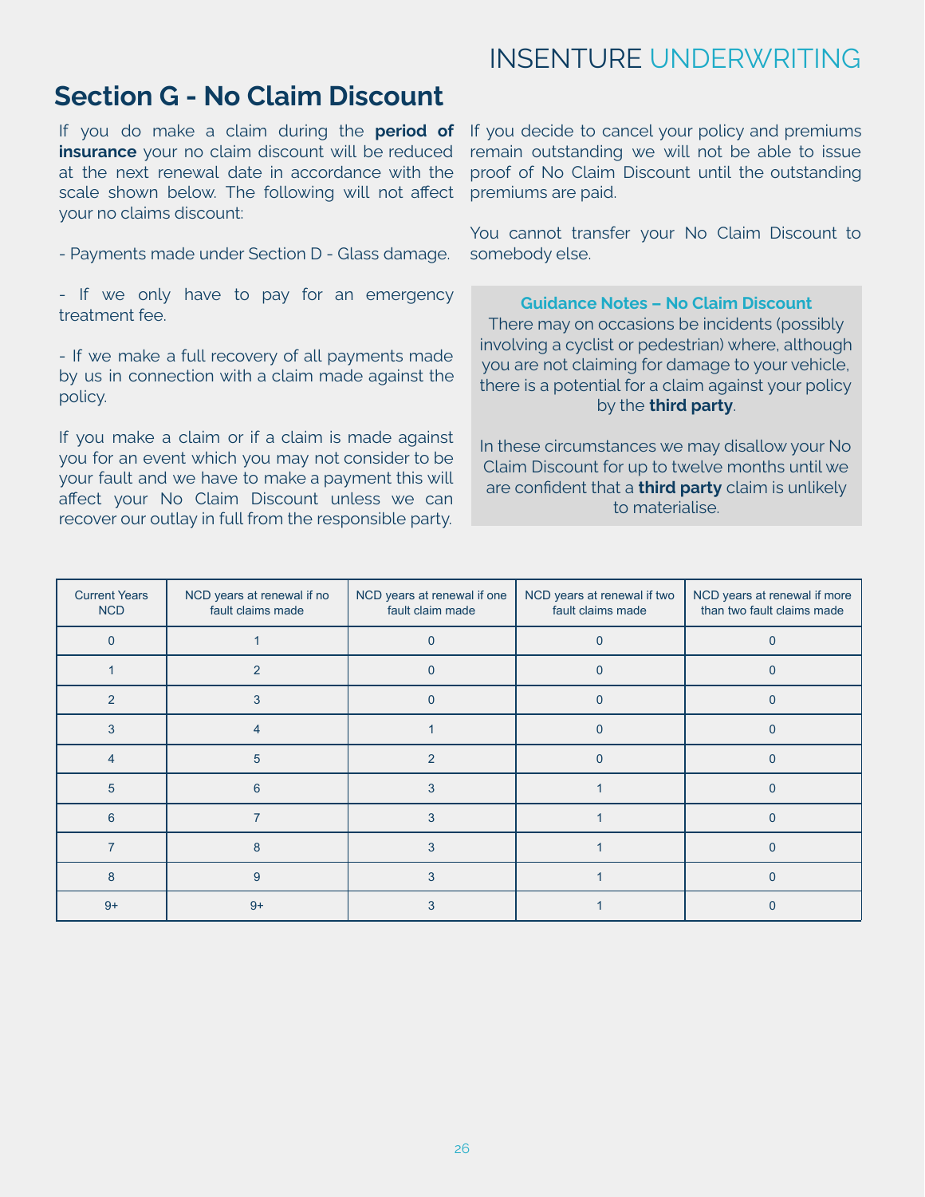## Section G - No Claim Discount

If you do make a claim during the **period of insurance** your no claim discount will be reduced at the next renewal date in accordance with the scale shown below. The following will not affect your no claims discount:

- Payments made under Section D - Glass damage.

- If we only have to pay for an emergency treatment fee.

- If we make a full recovery of all payments made by us in connection with a claim made against the policy.

If you make a claim or if a claim is made against you for an event which you may not consider to be your fault and we have to make a payment this will affect your No Claim Discount unless we can recover our outlay in full from the responsible party.

If you decide to cancel your policy and premiums remain outstanding we will not be able to issue proof of No Claim Discount until the outstanding premiums are paid.

You cannot transfer your No Claim Discount to somebody else.

**Guidance Notes – No Claim Discount**

There may on occasions be incidents (possibly involving a cyclist or pedestrian) where, although you are not claiming for damage to your vehicle, there is a potential for a claim against your policy by the **third party**.

In these circumstances we may disallow your No Claim Discount for up to twelve months until we are confident that a **third party** claim is unlikely to materialise.

| Current Years NCD | NCD years at renewal if no fault claims made | NCD years at renewal if one fault claim made | NCD years at renewal if two fault claims made | NCD years at renewal if more than two fault claims made |
|---|---|---|---|---|
| 0 | 1 | 0 | 0 | 0 |
| 1 | 2 | 0 | 0 | 0 |
| 2 | 3 | 0 | 0 | 0 |
| 3 | 4 | 1 | 0 | 0 |
| 4 | 5 | 2 | 0 | 0 |
| 5 | 6 | 3 | 1 | 0 |
| 6 | 7 | 3 | 1 | 0 |
| 7 | 8 | 3 | 1 | 0 |
| 8 | 9 | 3 | 1 | 0 |
| 9+ | 9+ | 3 | 1 | 0 |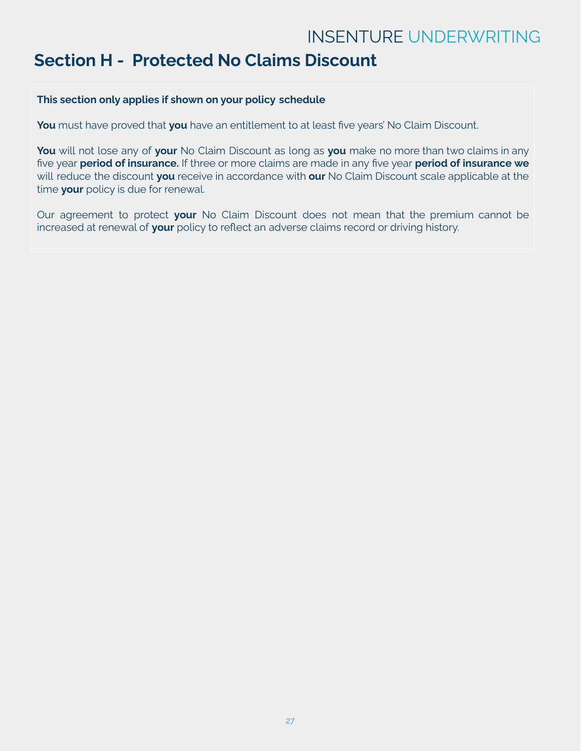# Section H - Protected No Claims Discount

**This section only applies if shown on your policy schedule**

**You** must have proved that **you** have an entitlement to at least five years' No Claim Discount.

**You** will not lose any of **your** No Claim Discount as long as **you** make no more than two claims in any five year **period of insurance.** If three or more claims are made in any five year **period of insurance we** will reduce the discount **you** receive in accordance with **our** No Claim Discount scale applicable at the time **your** policy is due for renewal.

Our agreement to protect **your** No Claim Discount does not mean that the premium cannot be increased at renewal of **your** policy to reflect an adverse claims record or driving history.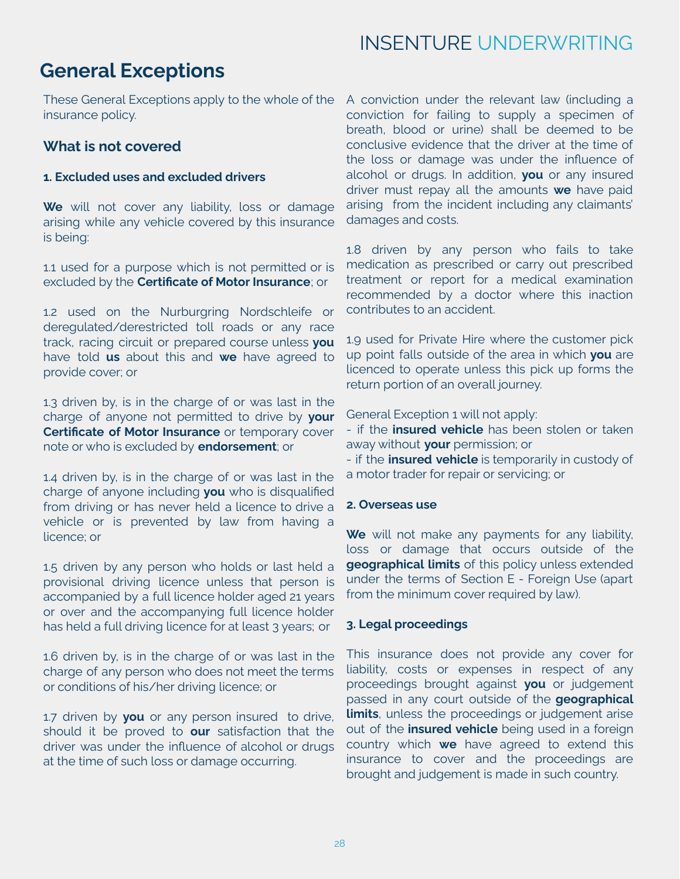# General Exceptions

These General Exceptions apply to the whole of the insurance policy.

## What is not covered

### 1. Excluded uses and excluded drivers

**We** will not cover any liability, loss or damage arising while any vehicle covered by this insurance is being:

1.1 used for a purpose which is not permitted or is excluded by the **Certificate of Motor Insurance**; or

1.2 used on the Nurburgring Nordschleife or deregulated/derestricted toll roads or any race track, racing circuit or prepared course unless **you** have told **us** about this and **we** have agreed to provide cover; or

1.3 driven by, is in the charge of or was last in the charge of anyone not permitted to drive by **your Certificate of Motor Insurance** or temporary cover note or who is excluded by **endorsement**; or

1.4 driven by, is in the charge of or was last in the charge of anyone including **you** who is disqualified from driving or has never held a licence to drive a vehicle or is prevented by law from having a licence; or

1.5 driven by any person who holds or last held a provisional driving licence unless that person is accompanied by a full licence holder aged 21 years or over and the accompanying full licence holder has held a full driving licence for at least 3 years; or

1.6 driven by, is in the charge of or was last in the charge of any person who does not meet the terms or conditions of his/her driving licence; or

1.7 driven by **you** or any person insured to drive, should it be proved to **our** satisfaction that the driver was under the influence of alcohol or drugs at the time of such loss or damage occurring.

A conviction under the relevant law (including a conviction for failing to supply a specimen of breath, blood or urine) shall be deemed to be conclusive evidence that the driver at the time of the loss or damage was under the influence of alcohol or drugs. In addition, **you** or any insured driver must repay all the amounts **we** have paid arising from the incident including any claimants' damages and costs.

1.8 driven by any person who fails to take medication as prescribed or carry out prescribed treatment or report for a medical examination recommended by a doctor where this inaction contributes to an accident.

1.9 used for Private Hire where the customer pick up point falls outside of the area in which **you** are licenced to operate unless this pick up forms the return portion of an overall journey.

General Exception 1 will not apply:

- if the **insured vehicle** has been stolen or taken away without **your** permission; or
- if the **insured vehicle** is temporarily in custody of a motor trader for repair or servicing; or

### 2. Overseas use

**We** will not make any payments for any liability, loss or damage that occurs outside of the **geographical limits** of this policy unless extended under the terms of Section E - Foreign Use (apart from the minimum cover required by law).

### 3. Legal proceedings

This insurance does not provide any cover for liability, costs or expenses in respect of any proceedings brought against **you** or judgement passed in any court outside of the **geographical limits**, unless the proceedings or judgement arise out of the **insured vehicle** being used in a foreign country which **we** have agreed to extend this insurance to cover and the proceedings are brought and judgement is made in such country.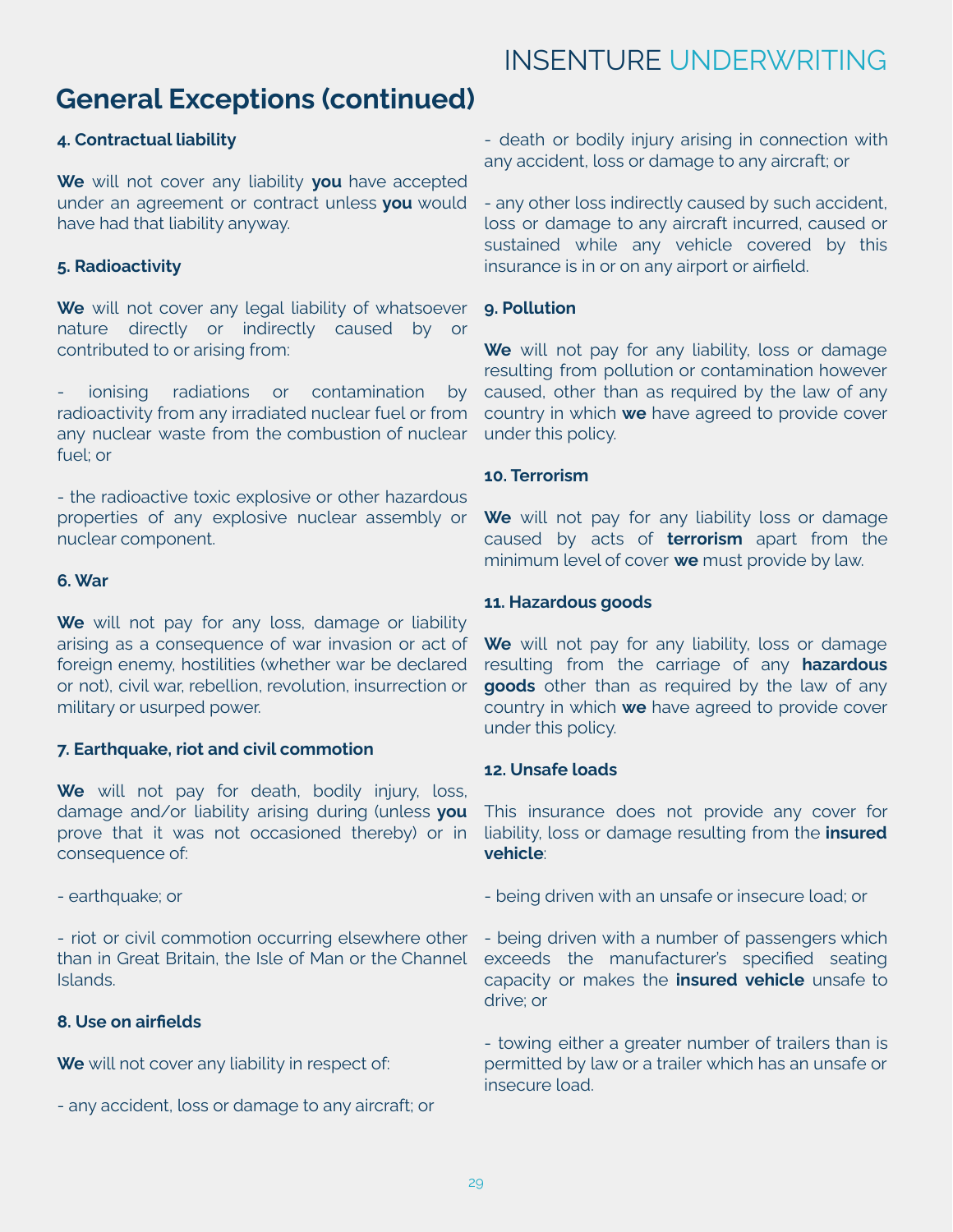# General Exceptions (continued)

**4. Contractual liability**

**We** will not cover any liability **you** have accepted under an agreement or contract unless **you** would have had that liability anyway.

**5. Radioactivity**

**We** will not cover any legal liability of whatsoever nature directly or indirectly caused by or contributed to or arising from:

- ionising radiations or contamination by radioactivity from any irradiated nuclear fuel or from any nuclear waste from the combustion of nuclear fuel; or

- the radioactive toxic explosive or other hazardous properties of any explosive nuclear assembly or nuclear component.

**6. War**

**We** will not pay for any loss, damage or liability arising as a consequence of war invasion or act of foreign enemy, hostilities (whether war be declared or not), civil war, rebellion, revolution, insurrection or military or usurped power.

**7. Earthquake, riot and civil commotion**

**We** will not pay for death, bodily injury, loss, damage and/or liability arising during (unless **you** prove that it was not occasioned thereby) or in consequence of:

- earthquake; or

- riot or civil commotion occurring elsewhere other than in Great Britain, the Isle of Man or the Channel Islands.

**8. Use on airfields**

**We** will not cover any liability in respect of:

- any accident, loss or damage to any aircraft; or

- death or bodily injury arising in connection with any accident, loss or damage to any aircraft; or

- any other loss indirectly caused by such accident, loss or damage to any aircraft incurred, caused or sustained while any vehicle covered by this insurance is in or on any airport or airfield.

**9. Pollution**

**We** will not pay for any liability, loss or damage resulting from pollution or contamination however caused, other than as required by the law of any country in which **we** have agreed to provide cover under this policy.

**10. Terrorism**

**We** will not pay for any liability loss or damage caused by acts of **terrorism** apart from the minimum level of cover **we** must provide by law.

**11. Hazardous goods**

**We** will not pay for any liability, loss or damage resulting from the carriage of any **hazardous goods** other than as required by the law of any country in which **we** have agreed to provide cover under this policy.

**12. Unsafe loads**

This insurance does not provide any cover for liability, loss or damage resulting from the **insured vehicle**:

- being driven with an unsafe or insecure load; or

- being driven with a number of passengers which exceeds the manufacturer's specified seating capacity or makes the **insured vehicle** unsafe to drive; or

- towing either a greater number of trailers than is permitted by law or a trailer which has an unsafe or insecure load.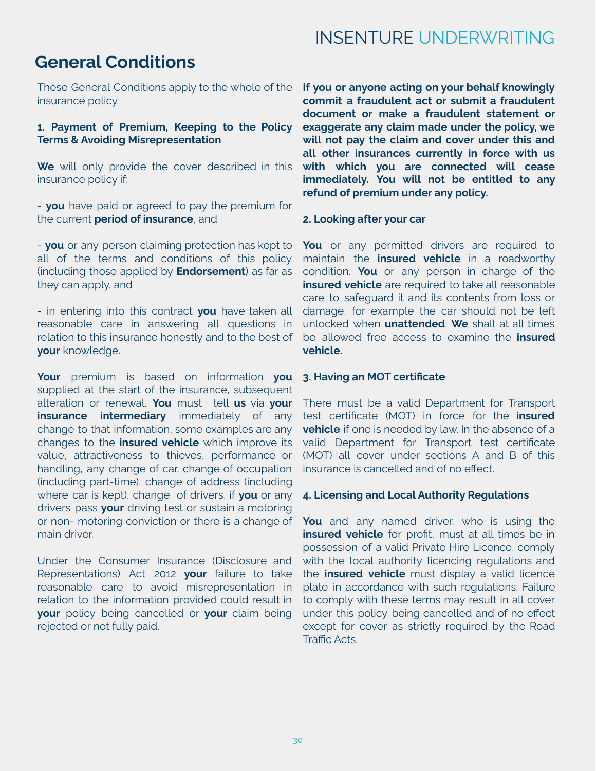# General Conditions

These General Conditions apply to the whole of the insurance policy.

**1. Payment of Premium, Keeping to the Policy Terms & Avoiding Misrepresentation**

**We** will only provide the cover described in this insurance policy if:

- **you** have paid or agreed to pay the premium for the current **period of insurance**, and

- **you** or any person claiming protection has kept to all of the terms and conditions of this policy (including those applied by **Endorsement**) as far as they can apply, and

- in entering into this contract **you** have taken all reasonable care in answering all questions in relation to this insurance honestly and to the best of **your** knowledge.

**Your** premium is based on information **you** supplied at the start of the insurance, subsequent alteration or renewal. **You** must tell **us** via **your insurance intermediary** immediately of any change to that information, some examples are any changes to the **insured vehicle** which improve its value, attractiveness to thieves, performance or handling, any change of car, change of occupation (including part-time), change of address (including where car is kept), change of drivers, if **you** or any drivers pass **your** driving test or sustain a motoring or non- motoring conviction or there is a change of main driver.

Under the Consumer Insurance (Disclosure and Representations) Act 2012 **your** failure to take reasonable care to avoid misrepresentation in relation to the information provided could result in **your** policy being cancelled or **your** claim being rejected or not fully paid.

**If you or anyone acting on your behalf knowingly commit a fraudulent act or submit a fraudulent document or make a fraudulent statement or exaggerate any claim made under the policy, we will not pay the claim and cover under this and all other insurances currently in force with us with which you are connected will cease immediately. You will not be entitled to any refund of premium under any policy.**

**2. Looking after your car**

**You** or any permitted drivers are required to maintain the **insured vehicle** in a roadworthy condition. **You** or any person in charge of the **insured vehicle** are required to take all reasonable care to safeguard it and its contents from loss or damage, for example the car should not be left unlocked when **unattended**. **We** shall at all times be allowed free access to examine the **insured vehicle.**

**3. Having an MOT certificate**

There must be a valid Department for Transport test certificate (MOT) in force for the **insured vehicle** if one is needed by law. In the absence of a valid Department for Transport test certificate (MOT) all cover under sections A and B of this insurance is cancelled and of no effect.

**4. Licensing and Local Authority Regulations**

**You** and any named driver, who is using the **insured vehicle** for profit, must at all times be in possession of a valid Private Hire Licence, comply with the local authority licencing regulations and the **insured vehicle** must display a valid licence plate in accordance with such regulations. Failure to comply with these terms may result in all cover under this policy being cancelled and of no effect except for cover as strictly required by the Road Traffic Acts.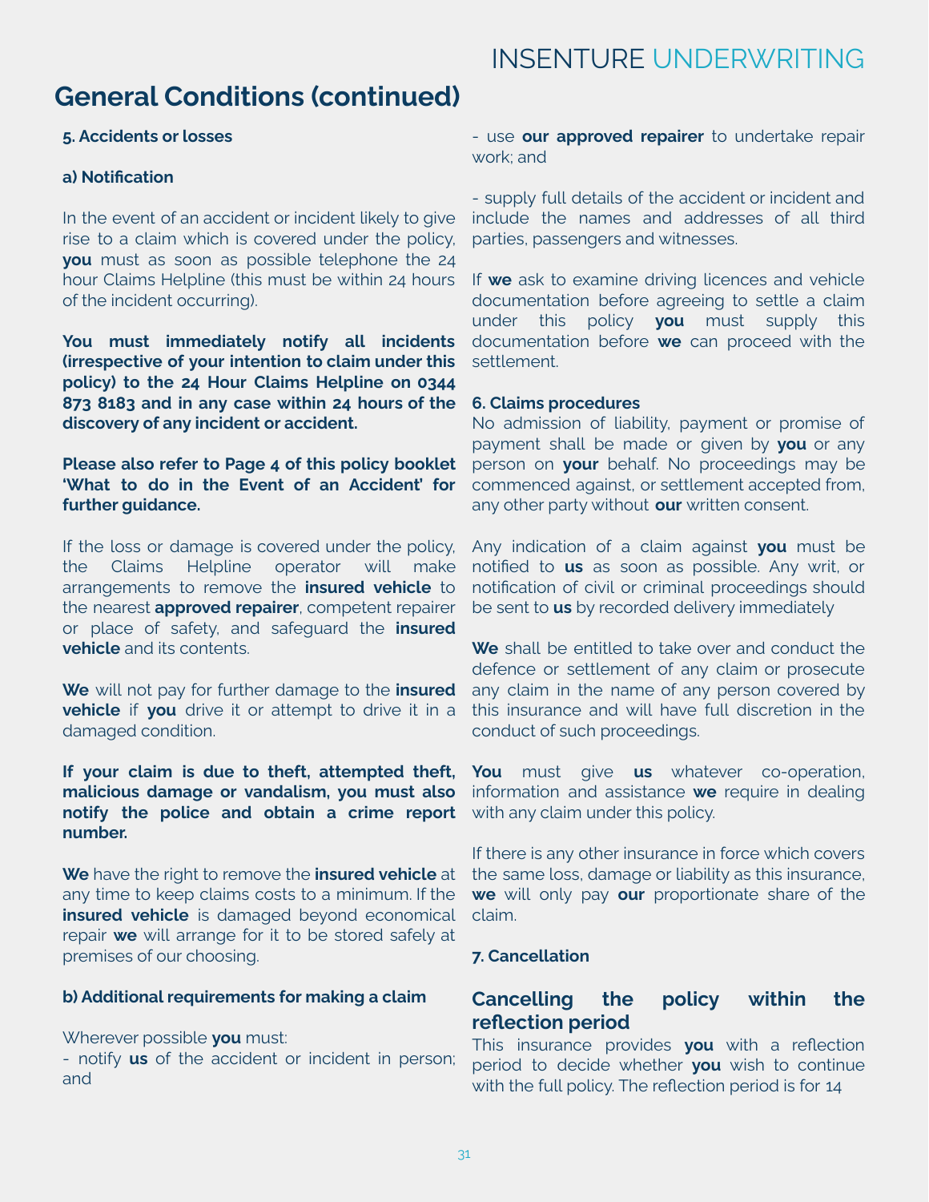## General Conditions (continued)

**5. Accidents or losses**

**a) Notification**

In the event of an accident or incident likely to give rise to a claim which is covered under the policy, **you** must as soon as possible telephone the 24 hour Claims Helpline (this must be within 24 hours of the incident occurring).

**You must immediately notify all incidents (irrespective of your intention to claim under this policy) to the 24 Hour Claims Helpline on 0344 873 8183 and in any case within 24 hours of the discovery of any incident or accident.**

**Please also refer to Page 4 of this policy booklet 'What to do in the Event of an Accident' for further guidance.**

If the loss or damage is covered under the policy, the Claims Helpline operator will make arrangements to remove the **insured vehicle** to the nearest **approved repairer**, competent repairer or place of safety, and safeguard the **insured vehicle** and its contents.

**We** will not pay for further damage to the **insured vehicle** if **you** drive it or attempt to drive it in a damaged condition.

**If your claim is due to theft, attempted theft, malicious damage or vandalism, you must also notify the police and obtain a crime report number.**

**We** have the right to remove the **insured vehicle** at any time to keep claims costs to a minimum. If the **insured vehicle** is damaged beyond economical repair **we** will arrange for it to be stored safely at premises of our choosing.

**b) Additional requirements for making a claim**

Wherever possible **you** must:

- notify **us** of the accident or incident in person; and
- use **our approved repairer** to undertake repair work; and
- supply full details of the accident or incident and include the names and addresses of all third parties, passengers and witnesses.

If **we** ask to examine driving licences and vehicle documentation before agreeing to settle a claim under this policy **you** must supply this documentation before **we** can proceed with the settlement.

**6. Claims procedures**

No admission of liability, payment or promise of payment shall be made or given by **you** or any person on **your** behalf. No proceedings may be commenced against, or settlement accepted from, any other party without **our** written consent.

Any indication of a claim against **you** must be notified to **us** as soon as possible. Any writ, or notification of civil or criminal proceedings should be sent to **us** by recorded delivery immediately

**We** shall be entitled to take over and conduct the defence or settlement of any claim or prosecute any claim in the name of any person covered by this insurance and will have full discretion in the conduct of such proceedings.

**You** must give **us** whatever co-operation, information and assistance **we** require in dealing with any claim under this policy.

If there is any other insurance in force which covers the same loss, damage or liability as this insurance, **we** will only pay **our** proportionate share of the claim.

**7. Cancellation**

### Cancelling the policy within the reflection period

This insurance provides **you** with a reflection period to decide whether **you** wish to continue with the full policy. The reflection period is for 14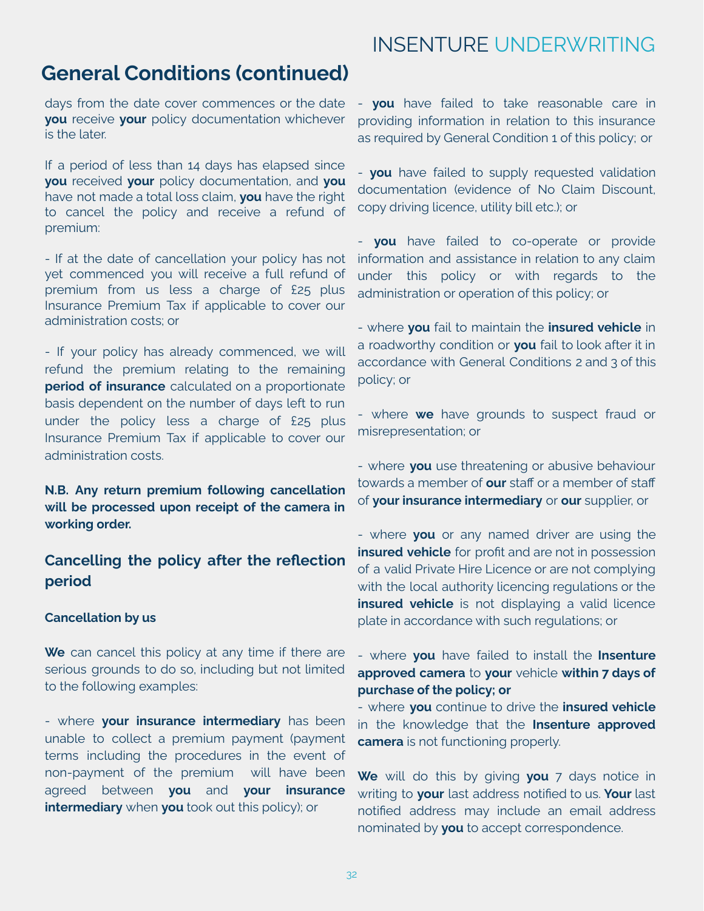## General Conditions (continued)

days from the date cover commences or the date **you** receive **your** policy documentation whichever is the later.

If a period of less than 14 days has elapsed since **you** received **your** policy documentation, and **you** have not made a total loss claim, **you** have the right to cancel the policy and receive a refund of premium:

- If at the date of cancellation your policy has not yet commenced you will receive a full refund of premium from us less a charge of £25 plus Insurance Premium Tax if applicable to cover our administration costs; or

- If your policy has already commenced, we will refund the premium relating to the remaining **period of insurance** calculated on a proportionate basis dependent on the number of days left to run under the policy less a charge of £25 plus Insurance Premium Tax if applicable to cover our administration costs.

**N.B. Any return premium following cancellation will be processed upon receipt of the camera in working order.**

### Cancelling the policy after the reflection period

#### Cancellation by us

**We** can cancel this policy at any time if there are serious grounds to do so, including but not limited to the following examples:

- where **your insurance intermediary** has been unable to collect a premium payment (payment terms including the procedures in the event of non-payment of the premium will have been agreed between **you** and **your insurance intermediary** when **you** took out this policy); or

- **you** have failed to take reasonable care in providing information in relation to this insurance as required by General Condition 1 of this policy; or

- **you** have failed to supply requested validation documentation (evidence of No Claim Discount, copy driving licence, utility bill etc.); or

- **you** have failed to co-operate or provide information and assistance in relation to any claim under this policy or with regards to the administration or operation of this policy; or

- where **you** fail to maintain the **insured vehicle** in a roadworthy condition or **you** fail to look after it in accordance with General Conditions 2 and 3 of this policy; or

- where **we** have grounds to suspect fraud or misrepresentation; or

- where **you** use threatening or abusive behaviour towards a member of **our** staff or a member of staff of **your insurance intermediary** or **our** supplier, or

- where **you** or any named driver are using the **insured vehicle** for profit and are not in possession of a valid Private Hire Licence or are not complying with the local authority licencing regulations or the **insured vehicle** is not displaying a valid licence plate in accordance with such regulations; or

- where **you** have failed to install the **Insenture approved camera** to **your** vehicle **within 7 days of purchase of the policy; or**

- where **you** continue to drive the **insured vehicle** in the knowledge that the **Insenture approved camera** is not functioning properly.

**We** will do this by giving **you** 7 days notice in writing to **your** last address notified to us. **Your** last notified address may include an email address nominated by **you** to accept correspondence.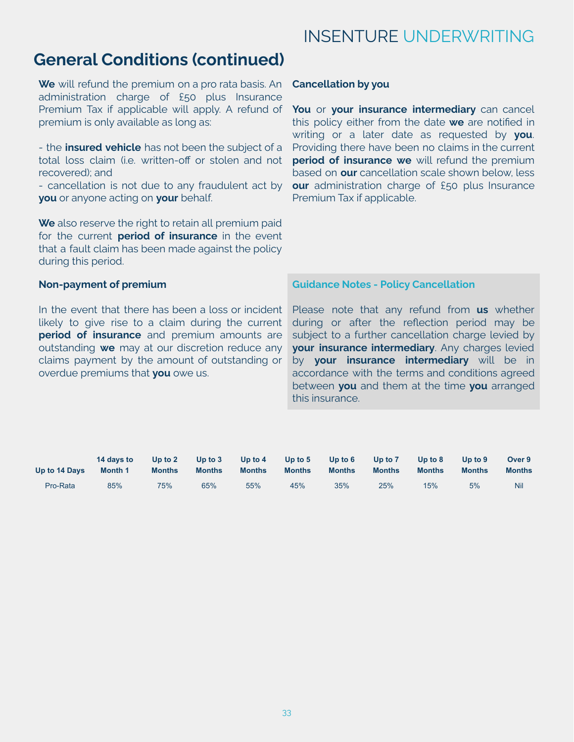## General Conditions (continued)

**We** will refund the premium on a pro rata basis. An administration charge of £50 plus Insurance Premium Tax if applicable will apply. A refund of premium is only available as long as:

- the **insured vehicle** has not been the subject of a total loss claim (i.e. written-off or stolen and not recovered); and
- cancellation is not due to any fraudulent act by **you** or anyone acting on **your** behalf.

**We** also reserve the right to retain all premium paid for the current **period of insurance** in the event that a fault claim has been made against the policy during this period.

**Non-payment of premium**

In the event that there has been a loss or incident likely to give rise to a claim during the current **period of insurance** and premium amounts are outstanding **we** may at our discretion reduce any claims payment by the amount of outstanding or overdue premiums that **you** owe us.

**Cancellation by you**

**You** or **your insurance intermediary** can cancel this policy either from the date **we** are notified in writing or a later date as requested by **you**. Providing there have been no claims in the current **period of insurance we** will refund the premium based on **our** cancellation scale shown below, less **our** administration charge of £50 plus Insurance Premium Tax if applicable.

**Guidance Notes - Policy Cancellation**

Please note that any refund from **us** whether during or after the reflection period may be subject to a further cancellation charge levied by **your insurance intermediary**. Any charges levied by **your insurance intermediary** will be in accordance with the terms and conditions agreed between **you** and them at the time **you** arranged this insurance.

| Up to 14 Days | 14 days to Month 1 | Up to 2 Months | Up to 3 Months | Up to 4 Months | Up to 5 Months | Up to 6 Months | Up to 7 Months | Up to 8 Months | Up to 9 Months | Over 9 Months |
|---|---|---|---|---|---|---|---|---|---|---|
| Pro-Rata | 85% | 75% | 65% | 55% | 45% | 35% | 25% | 15% | 5% | Nil |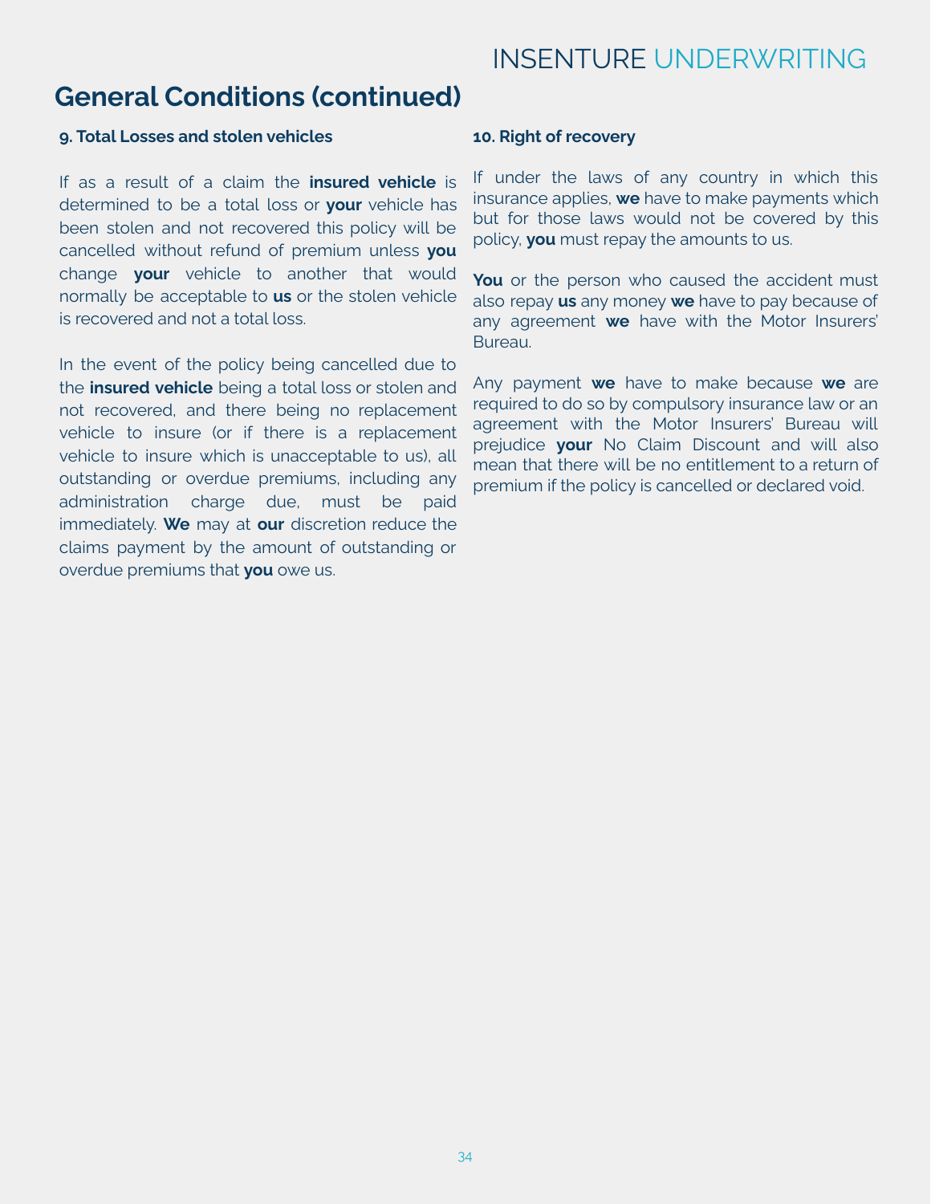## General Conditions (continued)

### 9. Total Losses and stolen vehicles

If as a result of a claim the **insured vehicle** is determined to be a total loss or **your** vehicle has been stolen and not recovered this policy will be cancelled without refund of premium unless **you** change **your** vehicle to another that would normally be acceptable to **us** or the stolen vehicle is recovered and not a total loss.

In the event of the policy being cancelled due to the **insured vehicle** being a total loss or stolen and not recovered, and there being no replacement vehicle to insure (or if there is a replacement vehicle to insure which is unacceptable to us), all outstanding or overdue premiums, including any administration charge due, must be paid immediately. **We** may at **our** discretion reduce the claims payment by the amount of outstanding or overdue premiums that **you** owe us.

### 10. Right of recovery

If under the laws of any country in which this insurance applies, **we** have to make payments which but for those laws would not be covered by this policy, **you** must repay the amounts to us.

**You** or the person who caused the accident must also repay **us** any money **we** have to pay because of any agreement **we** have with the Motor Insurers' Bureau.

Any payment **we** have to make because **we** are required to do so by compulsory insurance law or an agreement with the Motor Insurers' Bureau will prejudice **your** No Claim Discount and will also mean that there will be no entitlement to a return of premium if the policy is cancelled or declared void.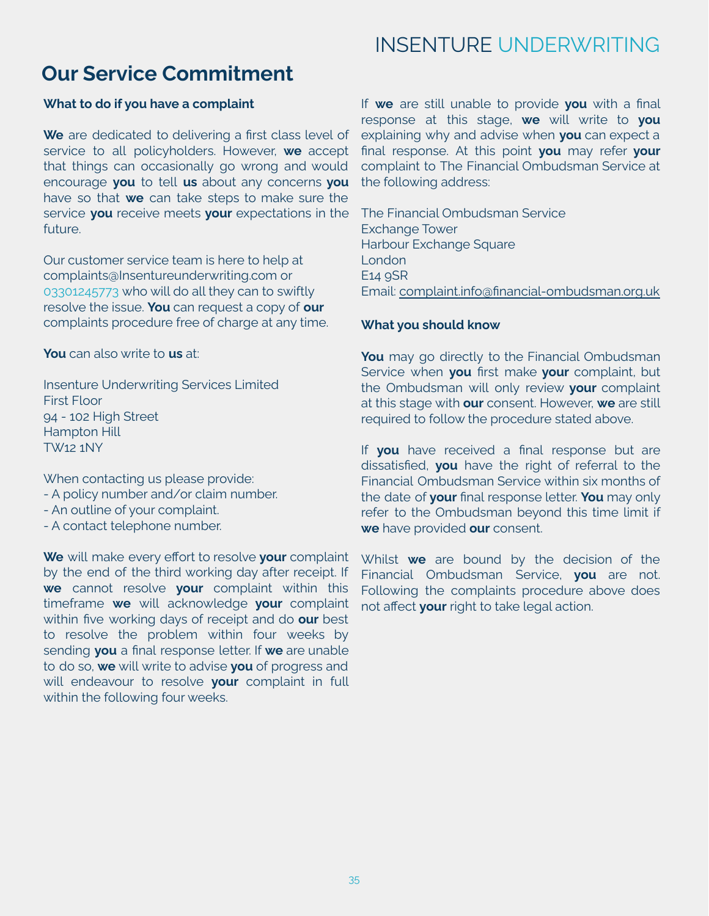## Our Service Commitment

**What to do if you have a complaint**

**We** are dedicated to delivering a first class level of service to all policyholders. However, **we** accept that things can occasionally go wrong and would encourage **you** to tell **us** about any concerns **you** have so that **we** can take steps to make sure the service **you** receive meets **your** expectations in the future.

Our customer service team is here to help at complaints@Insentureunderwriting.com or 03301245773 who will do all they can to swiftly resolve the issue. **You** can request a copy of **our** complaints procedure free of charge at any time.

**You** can also write to **us** at:

Insenture Underwriting Services Limited
First Floor
94 - 102 High Street
Hampton Hill
TW12 1NY

When contacting us please provide:
- A policy number and/or claim number.
- An outline of your complaint.
- A contact telephone number.

**We** will make every effort to resolve **your** complaint by the end of the third working day after receipt. If **we** cannot resolve **your** complaint within this timeframe **we** will acknowledge **your** complaint within five working days of receipt and do **our** best to resolve the problem within four weeks by sending **you** a final response letter. If **we** are unable to do so, **we** will write to advise **you** of progress and will endeavour to resolve **your** complaint in full within the following four weeks.

If **we** are still unable to provide **you** with a final response at this stage, **we** will write to **you** explaining why and advise when **you** can expect a final response. At this point **you** may refer **your** complaint to The Financial Ombudsman Service at the following address:

The Financial Ombudsman Service
Exchange Tower
Harbour Exchange Square
London
E14 9SR
Email: complaint.info@financial-ombudsman.org.uk

**What you should know**

**You** may go directly to the Financial Ombudsman Service when **you** first make **your** complaint, but the Ombudsman will only review **your** complaint at this stage with **our** consent. However, **we** are still required to follow the procedure stated above.

If **you** have received a final response but are dissatisfied, **you** have the right of referral to the Financial Ombudsman Service within six months of the date of **your** final response letter. **You** may only refer to the Ombudsman beyond this time limit if **we** have provided **our** consent.

Whilst **we** are bound by the decision of the Financial Ombudsman Service, **you** are not. Following the complaints procedure above does not affect **your** right to take legal action.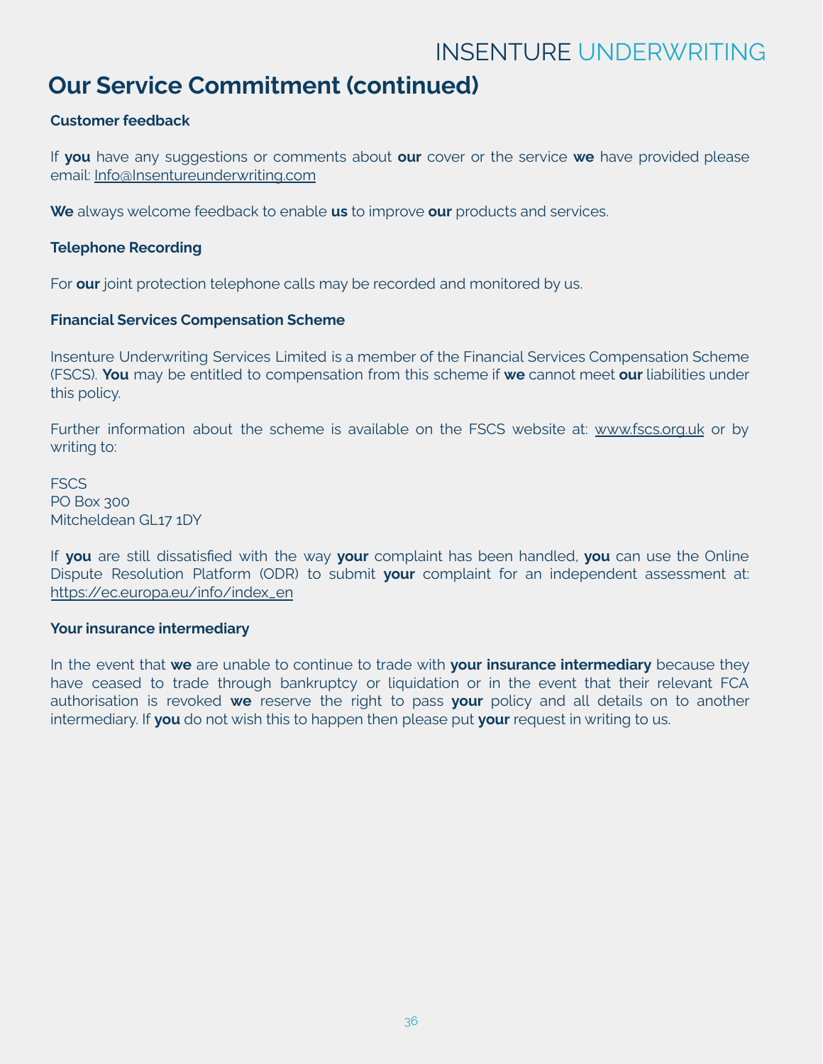## Our Service Commitment (continued)

**Customer feedback**

If **you** have any suggestions or comments about **our** cover or the service **we** have provided please email: Info@Insentureunderwriting.com

**We** always welcome feedback to enable **us** to improve **our** products and services.

**Telephone Recording**

For **our** joint protection telephone calls may be recorded and monitored by us.

**Financial Services Compensation Scheme**

Insenture Underwriting Services Limited is a member of the Financial Services Compensation Scheme (FSCS). **You** may be entitled to compensation from this scheme if **we** cannot meet **our** liabilities under this policy.

Further information about the scheme is available on the FSCS website at: www.fscs.org.uk or by writing to:

FSCS
PO Box 300
Mitcheldean GL17 1DY

If **you** are still dissatisfied with the way **your** complaint has been handled, **you** can use the Online Dispute Resolution Platform (ODR) to submit **your** complaint for an independent assessment at: https://ec.europa.eu/info/index_en

**Your insurance intermediary**

In the event that **we** are unable to continue to trade with **your insurance intermediary** because they have ceased to trade through bankruptcy or liquidation or in the event that their relevant FCA authorisation is revoked **we** reserve the right to pass **your** policy and all details on to another intermediary. If **you** do not wish this to happen then please put **your** request in writing to us.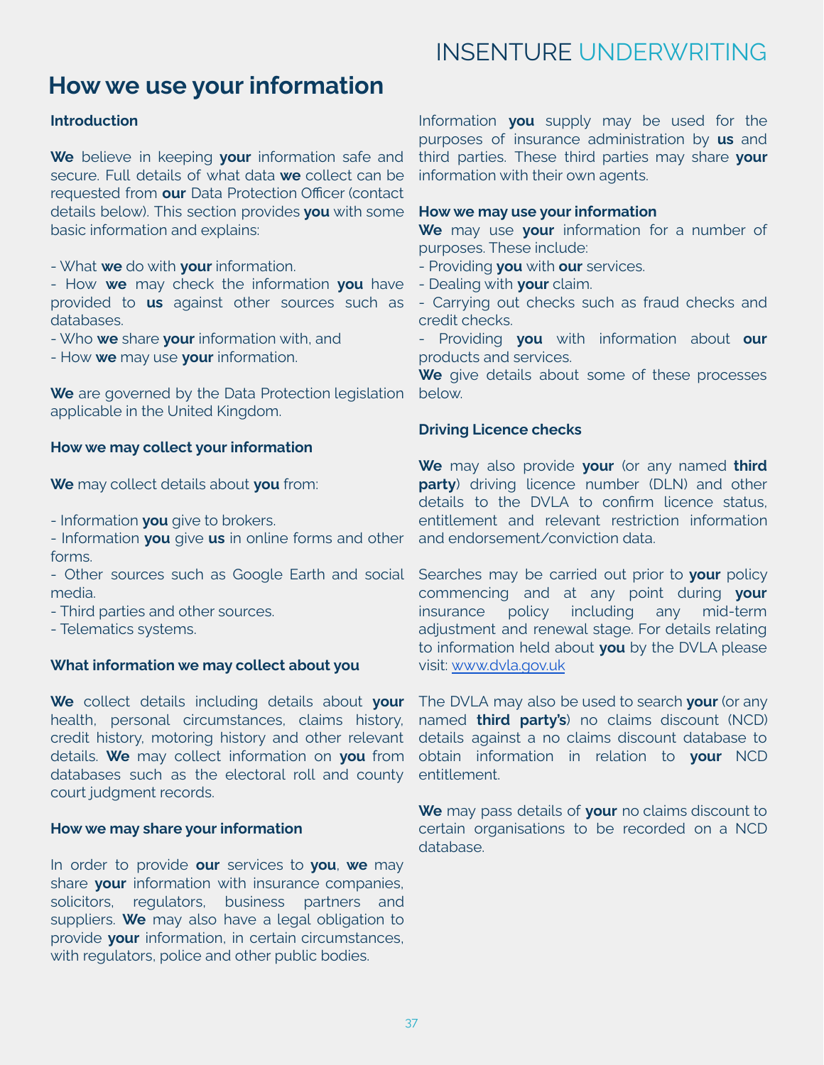# How we use your information

### Introduction

**We** believe in keeping **your** information safe and secure. Full details of what data **we** collect can be requested from **our** Data Protection Officer (contact details below). This section provides **you** with some basic information and explains:

- What **we** do with **your** information.
- How **we** may check the information **you** have provided to **us** against other sources such as databases.
- Who **we** share **your** information with, and
- How **we** may use **your** information.

**We** are governed by the Data Protection legislation applicable in the United Kingdom.

### How we may collect your information

**We** may collect details about **you** from:

- Information **you** give to brokers.
- Information **you** give **us** in online forms and other forms.
- Other sources such as Google Earth and social media.
- Third parties and other sources.
- Telematics systems.

### What information we may collect about you

**We** collect details including details about **your** health, personal circumstances, claims history, credit history, motoring history and other relevant details. **We** may collect information on **you** from databases such as the electoral roll and county court judgment records.

### How we may share your information

In order to provide **our** services to **you**, **we** may share **your** information with insurance companies, solicitors, regulators, business partners and suppliers. **We** may also have a legal obligation to provide **your** information, in certain circumstances, with regulators, police and other public bodies.

Information **you** supply may be used for the purposes of insurance administration by **us** and third parties. These third parties may share **your** information with their own agents.

### How we may use your information

**We** may use **your** information for a number of purposes. These include:

- Providing **you** with **our** services.
- Dealing with **your** claim.
- Carrying out checks such as fraud checks and credit checks.
- Providing **you** with information about **our** products and services.

**We** give details about some of these processes below.

### Driving Licence checks

**We** may also provide **your** (or any named **third party**) driving licence number (DLN) and other details to the DVLA to confirm licence status, entitlement and relevant restriction information and endorsement/conviction data.

Searches may be carried out prior to **your** policy commencing and at any point during **your** insurance policy including any mid-term adjustment and renewal stage. For details relating to information held about **you** by the DVLA please visit: www.dvla.gov.uk

The DVLA may also be used to search **your** (or any named **third party's**) no claims discount (NCD) details against a no claims discount database to obtain information in relation to **your** NCD entitlement.

**We** may pass details of **your** no claims discount to certain organisations to be recorded on a NCD database.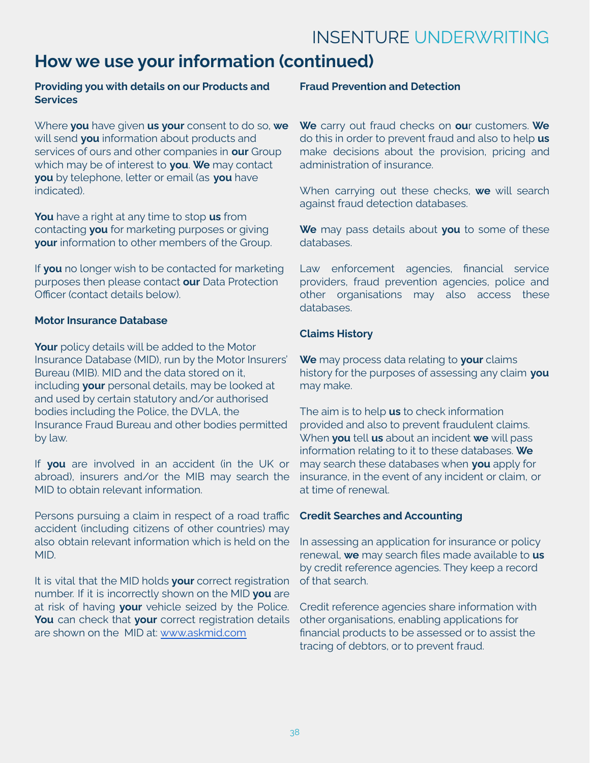## How we use your information (continued)

**Providing you with details on our Products and Services**

Where **you** have given **us your** consent to do so, **we** will send **you** information about products and services of ours and other companies in **our** Group which may be of interest to **you**. **We** may contact **you** by telephone, letter or email (as **you** have indicated).

**You** have a right at any time to stop **us** from contacting **you** for marketing purposes or giving **your** information to other members of the Group.

If **you** no longer wish to be contacted for marketing purposes then please contact **our** Data Protection Officer (contact details below).

**Motor Insurance Database**

**Your** policy details will be added to the Motor Insurance Database (MID), run by the Motor Insurers' Bureau (MIB). MID and the data stored on it, including **your** personal details, may be looked at and used by certain statutory and/or authorised bodies including the Police, the DVLA, the Insurance Fraud Bureau and other bodies permitted by law.

If **you** are involved in an accident (in the UK or abroad), insurers and/or the MIB may search the MID to obtain relevant information.

Persons pursuing a claim in respect of a road traffic accident (including citizens of other countries) may also obtain relevant information which is held on the MID.

It is vital that the MID holds **your** correct registration number. If it is incorrectly shown on the MID **you** are at risk of having **your** vehicle seized by the Police. **You** can check that **your** correct registration details are shown on the MID at: www.askmid.com

**Fraud Prevention and Detection**

**We** carry out fraud checks on **ou**r customers. **We** do this in order to prevent fraud and also to help **us** make decisions about the provision, pricing and administration of insurance.

When carrying out these checks, **we** will search against fraud detection databases.

**We** may pass details about **you** to some of these databases.

Law enforcement agencies, financial service providers, fraud prevention agencies, police and other organisations may also access these databases.

**Claims History**

**We** may process data relating to **your** claims history for the purposes of assessing any claim **you** may make.

The aim is to help **us** to check information provided and also to prevent fraudulent claims. When **you** tell **us** about an incident **we** will pass information relating to it to these databases. **We** may search these databases when **you** apply for insurance, in the event of any incident or claim, or at time of renewal.

**Credit Searches and Accounting**

In assessing an application for insurance or policy renewal, **we** may search files made available to **us** by credit reference agencies. They keep a record of that search.

Credit reference agencies share information with other organisations, enabling applications for financial products to be assessed or to assist the tracing of debtors, or to prevent fraud.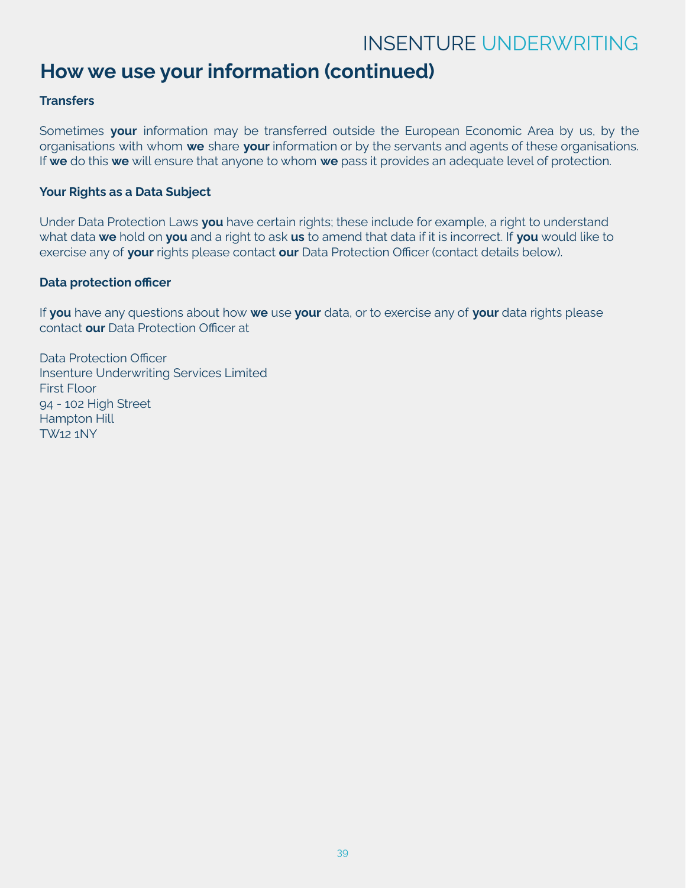## How we use your information (continued)

**Transfers**

Sometimes **your** information may be transferred outside the European Economic Area by us, by the organisations with whom **we** share **your** information or by the servants and agents of these organisations. If **we** do this **we** will ensure that anyone to whom **we** pass it provides an adequate level of protection.

**Your Rights as a Data Subject**

Under Data Protection Laws **you** have certain rights; these include for example, a right to understand what data **we** hold on **you** and a right to ask **us** to amend that data if it is incorrect. If **you** would like to exercise any of **your** rights please contact **our** Data Protection Officer (contact details below).

**Data protection officer**

If **you** have any questions about how **we** use **your** data, or to exercise any of **your** data rights please contact **our** Data Protection Officer at

Data Protection Officer
Insenture Underwriting Services Limited
First Floor
94 - 102 High Street
Hampton Hill
TW12 1NY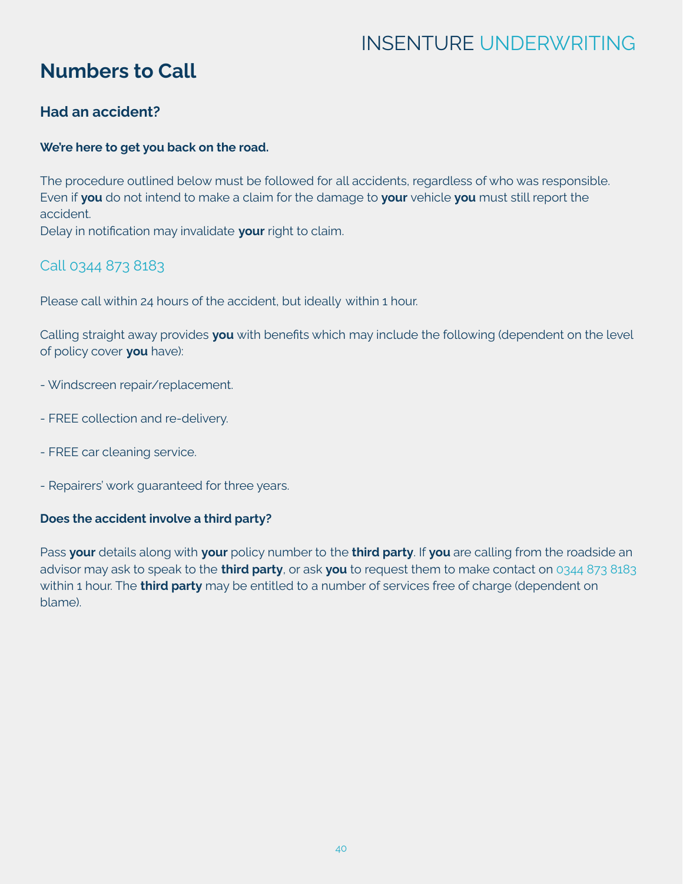# Numbers to Call

## Had an accident?

**We're here to get you back on the road.**

The procedure outlined below must be followed for all accidents, regardless of who was responsible. Even if **you** do not intend to make a claim for the damage to **your** vehicle **you** must still report the accident.
Delay in notification may invalidate **your** right to claim.

### Call 0344 873 8183

Please call within 24 hours of the accident, but ideally within 1 hour.

Calling straight away provides **you** with benefits which may include the following (dependent on the level of policy cover **you** have):

- Windscreen repair/replacement.
- FREE collection and re-delivery.
- FREE car cleaning service.
- Repairers' work guaranteed for three years.

**Does the accident involve a third party?**

Pass **your** details along with **your** policy number to the **third party**. If **you** are calling from the roadside an advisor may ask to speak to the **third party**, or ask **you** to request them to make contact on 0344 873 8183 within 1 hour. The **third party** may be entitled to a number of services free of charge (dependent on blame).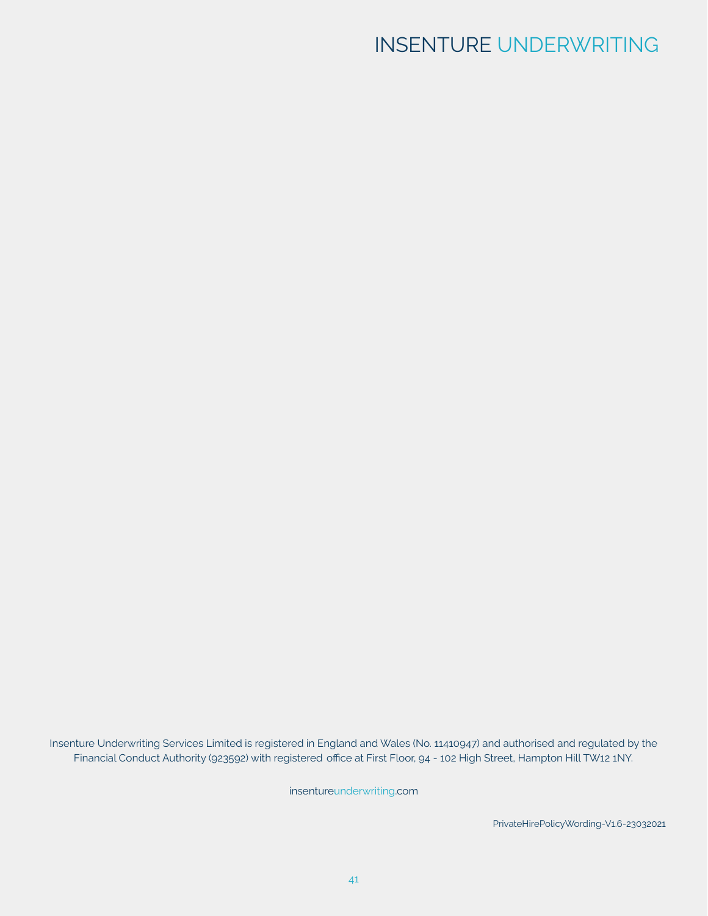# INSENTURE UNDERWRITING

Insenture Underwriting Services Limited is registered in England and Wales (No. 11410947) and authorised and regulated by the Financial Conduct Authority (923592) with registered office at First Floor, 94 - 102 High Street, Hampton Hill TW12 1NY.

insentureunderwriting.com

PrivateHirePolicyWording-V1.6-23032021